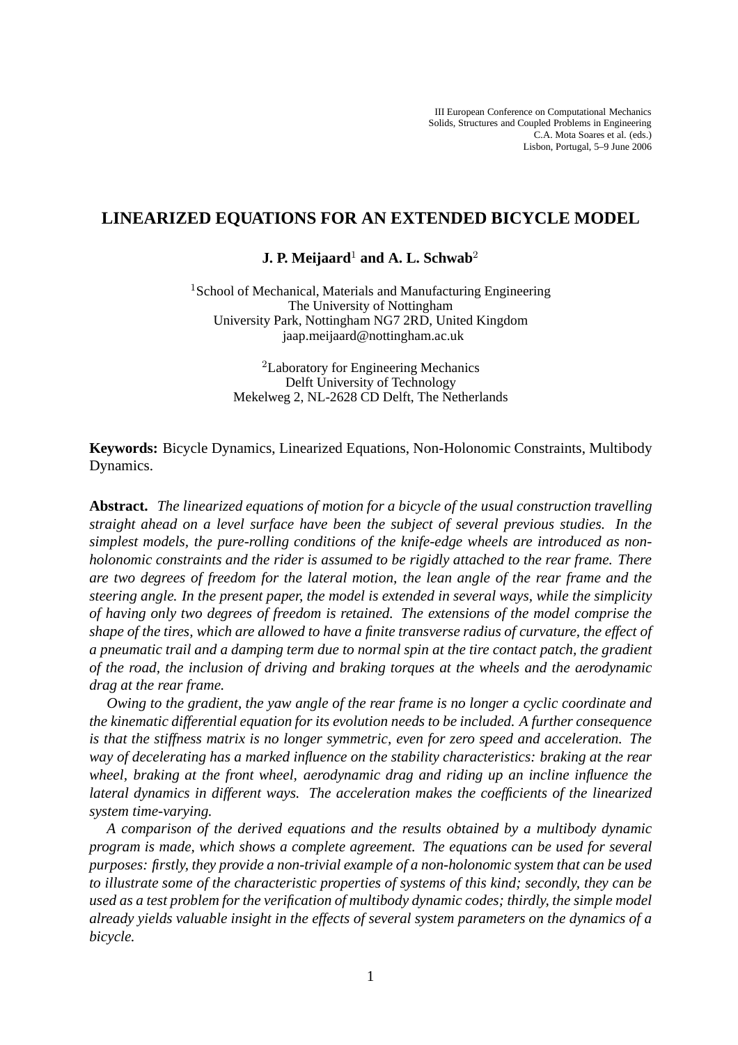III European Conference on Computational Mechanics
Solids, Structures and Coupled Problems in Engineering
C.A. Mota Soares et al. (eds.)
Lisbon, Portugal, 5–9 June 2006

# LINEARIZED EQUATIONS FOR AN EXTENDED BICYCLE MODEL

**J. P. Meijaard**[1] **and A. L. Schwab**[2]

[1]School of Mechanical, Materials and Manufacturing Engineering
The University of Nottingham
University Park, Nottingham NG7 2RD, United Kingdom
jaap.meijaard@nottingham.ac.uk

[2]Laboratory for Engineering Mechanics
Delft University of Technology
Mekelweg 2, NL-2628 CD Delft, The Netherlands

**Keywords:** Bicycle Dynamics, Linearized Equations, Non-Holonomic Constraints, Multibody Dynamics.

**Abstract.** *The linearized equations of motion for a bicycle of the usual construction travelling straight ahead on a level surface have been the subject of several previous studies. In the simplest models, the pure-rolling conditions of the knife-edge wheels are introduced as non-holonomic constraints and the rider is assumed to be rigidly attached to the rear frame. There are two degrees of freedom for the lateral motion, the lean angle of the rear frame and the steering angle. In the present paper, the model is extended in several ways, while the simplicity of having only two degrees of freedom is retained. The extensions of the model comprise the shape of the tires, which are allowed to have a finite transverse radius of curvature, the effect of a pneumatic trail and a damping term due to normal spin at the tire contact patch, the gradient of the road, the inclusion of driving and braking torques at the wheels and the aerodynamic drag at the rear frame.*

*Owing to the gradient, the yaw angle of the rear frame is no longer a cyclic coordinate and the kinematic differential equation for its evolution needs to be included. A further consequence is that the stiffness matrix is no longer symmetric, even for zero speed and acceleration. The way of decelerating has a marked influence on the stability characteristics: braking at the rear wheel, braking at the front wheel, aerodynamic drag and riding up an incline influence the lateral dynamics in different ways. The acceleration makes the coefficients of the linearized system time-varying.*

*A comparison of the derived equations and the results obtained by a multibody dynamic program is made, which shows a complete agreement. The equations can be used for several purposes: firstly, they provide a non-trivial example of a non-holonomic system that can be used to illustrate some of the characteristic properties of systems of this kind; secondly, they can be used as a test problem for the verification of multibody dynamic codes; thirdly, the simple model already yields valuable insight in the effects of several system parameters on the dynamics of a bicycle.*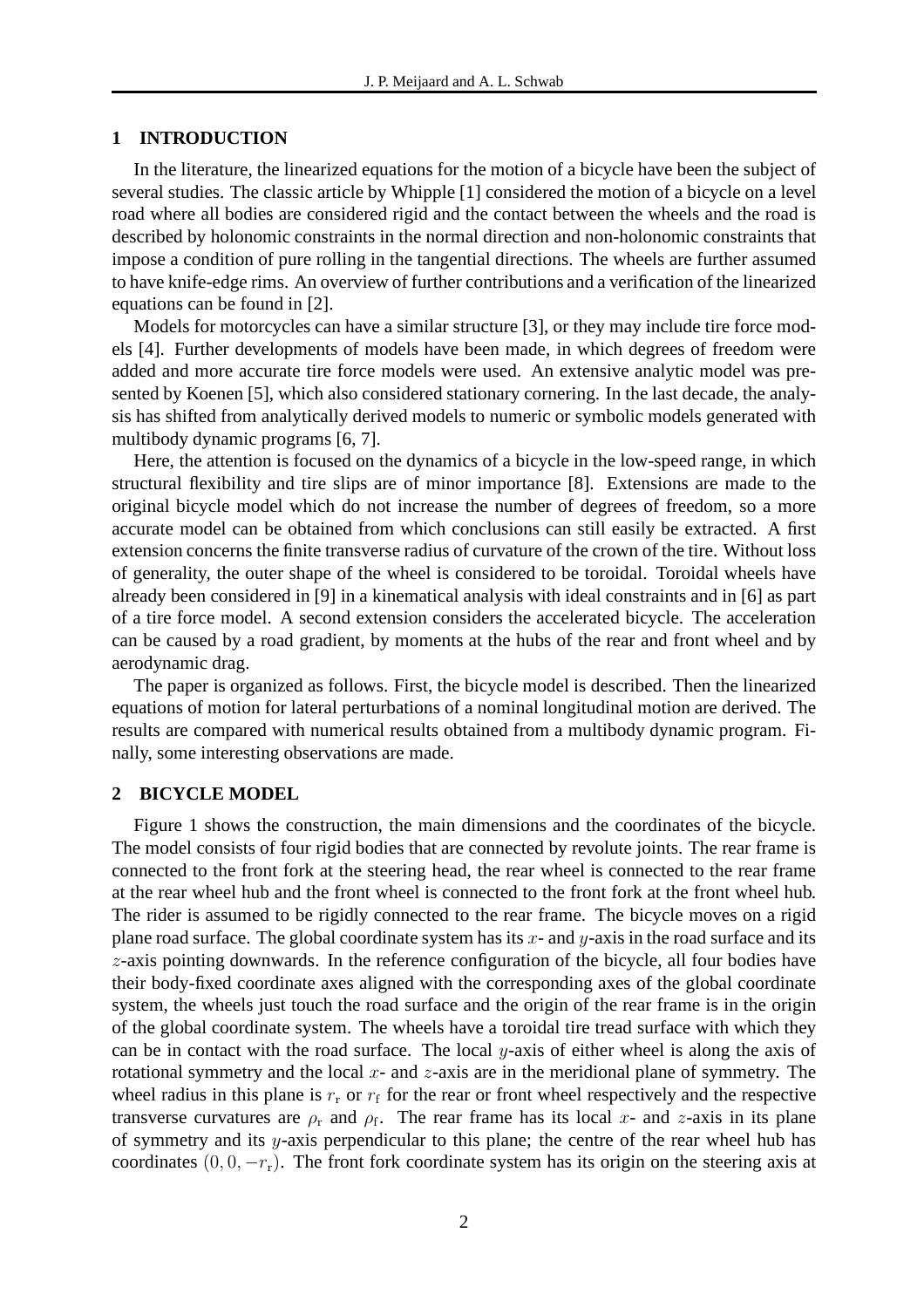## 1 INTRODUCTION

In the literature, the linearized equations for the motion of a bicycle have been the subject of several studies. The classic article by Whipple [1] considered the motion of a bicycle on a level road where all bodies are considered rigid and the contact between the wheels and the road is described by holonomic constraints in the normal direction and non-holonomic constraints that impose a condition of pure rolling in the tangential directions. The wheels are further assumed to have knife-edge rims. An overview of further contributions and a verification of the linearized equations can be found in [2].

Models for motorcycles can have a similar structure [3], or they may include tire force models [4]. Further developments of models have been made, in which degrees of freedom were added and more accurate tire force models were used. An extensive analytic model was presented by Koenen [5], which also considered stationary cornering. In the last decade, the analysis has shifted from analytically derived models to numeric or symbolic models generated with multibody dynamic programs [6, 7].

Here, the attention is focused on the dynamics of a bicycle in the low-speed range, in which structural flexibility and tire slips are of minor importance [8]. Extensions are made to the original bicycle model which do not increase the number of degrees of freedom, so a more accurate model can be obtained from which conclusions can still easily be extracted. A first extension concerns the finite transverse radius of curvature of the crown of the tire. Without loss of generality, the outer shape of the wheel is considered to be toroidal. Toroidal wheels have already been considered in [9] in a kinematical analysis with ideal constraints and in [6] as part of a tire force model. A second extension considers the accelerated bicycle. The acceleration can be caused by a road gradient, by moments at the hubs of the rear and front wheel and by aerodynamic drag.

The paper is organized as follows. First, the bicycle model is described. Then the linearized equations of motion for lateral perturbations of a nominal longitudinal motion are derived. The results are compared with numerical results obtained from a multibody dynamic program. Finally, some interesting observations are made.

## 2 BICYCLE MODEL

Figure 1 shows the construction, the main dimensions and the coordinates of the bicycle. The model consists of four rigid bodies that are connected by revolute joints. The rear frame is connected to the front fork at the steering head, the rear wheel is connected to the rear frame at the rear wheel hub and the front wheel is connected to the front fork at the front wheel hub. The rider is assumed to be rigidly connected to the rear frame. The bicycle moves on a rigid plane road surface. The global coordinate system has its $x$- and $y$-axis in the road surface and its $z$-axis pointing downwards. In the reference configuration of the bicycle, all four bodies have their body-fixed coordinate axes aligned with the corresponding axes of the global coordinate system, the wheels just touch the road surface and the origin of the rear frame is in the origin of the global coordinate system. The wheels have a toroidal tire tread surface with which they can be in contact with the road surface. The local $y$-axis of either wheel is along the axis of rotational symmetry and the local $x$- and $z$-axis are in the meridional plane of symmetry. The wheel radius in this plane is $r_{\mathrm{r}}$ or $r_{\mathrm{f}}$ for the rear or front wheel respectively and the respective transverse curvatures are $\rho_{\mathrm{r}}$ and $\rho_{\mathrm{f}}$. The rear frame has its local $x$- and $z$-axis in its plane of symmetry and its $y$-axis perpendicular to this plane; the centre of the rear wheel hub has coordinates $(0, 0, -r_{\mathrm{r}})$. The front fork coordinate system has its origin on the steering axis at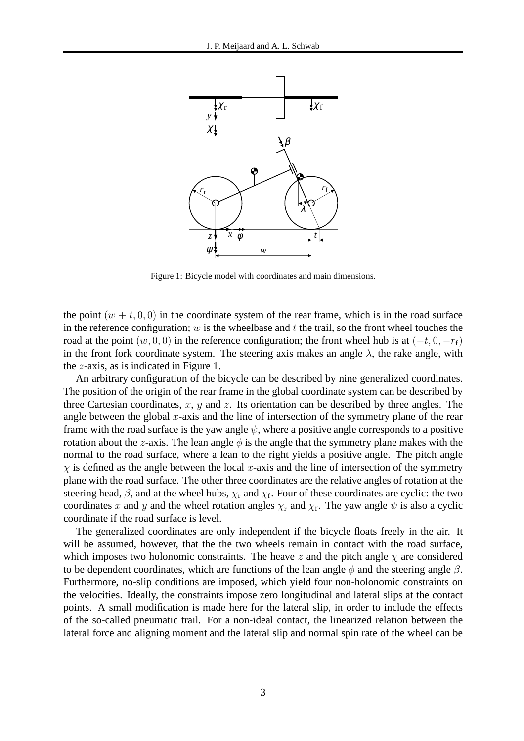Figure 1: Bicycle model with coordinates and main dimensions.

the point $(w + t, 0, 0)$ in the coordinate system of the rear frame, which is in the road surface in the reference configuration; $w$ is the wheelbase and $t$ the trail, so the front wheel touches the road at the point $(w, 0, 0)$ in the reference configuration; the front wheel hub is at $(-t, 0, -r_\mathrm{f})$ in the front fork coordinate system. The steering axis makes an angle $\lambda$, the rake angle, with the $z$-axis, as is indicated in Figure 1.

An arbitrary configuration of the bicycle can be described by nine generalized coordinates. The position of the origin of the rear frame in the global coordinate system can be described by three Cartesian coordinates, $x$, $y$ and $z$. Its orientation can be described by three angles. The angle between the global $x$-axis and the line of intersection of the symmetry plane of the rear frame with the road surface is the yaw angle $\psi$, where a positive angle corresponds to a positive rotation about the $z$-axis. The lean angle $\phi$ is the angle that the symmetry plane makes with the normal to the road surface, where a lean to the right yields a positive angle. The pitch angle $\chi$ is defined as the angle between the local $x$-axis and the line of intersection of the symmetry plane with the road surface. The other three coordinates are the relative angles of rotation at the steering head, $\beta$, and at the wheel hubs, $\chi_\mathrm{r}$ and $\chi_\mathrm{f}$. Four of these coordinates are cyclic: the two coordinates $x$ and $y$ and the wheel rotation angles $\chi_\mathrm{r}$ and $\chi_\mathrm{f}$. The yaw angle $\psi$ is also a cyclic coordinate if the road surface is level.

The generalized coordinates are only independent if the bicycle floats freely in the air. It will be assumed, however, that the the two wheels remain in contact with the road surface, which imposes two holonomic constraints. The heave $z$ and the pitch angle $\chi$ are considered to be dependent coordinates, which are functions of the lean angle $\phi$ and the steering angle $\beta$. Furthermore, no-slip conditions are imposed, which yield four non-holonomic constraints on the velocities. Ideally, the constraints impose zero longitudinal and lateral slips at the contact points. A small modification is made here for the lateral slip, in order to include the effects of the so-called pneumatic trail. For a non-ideal contact, the linearized relation between the lateral force and aligning moment and the lateral slip and normal spin rate of the wheel can be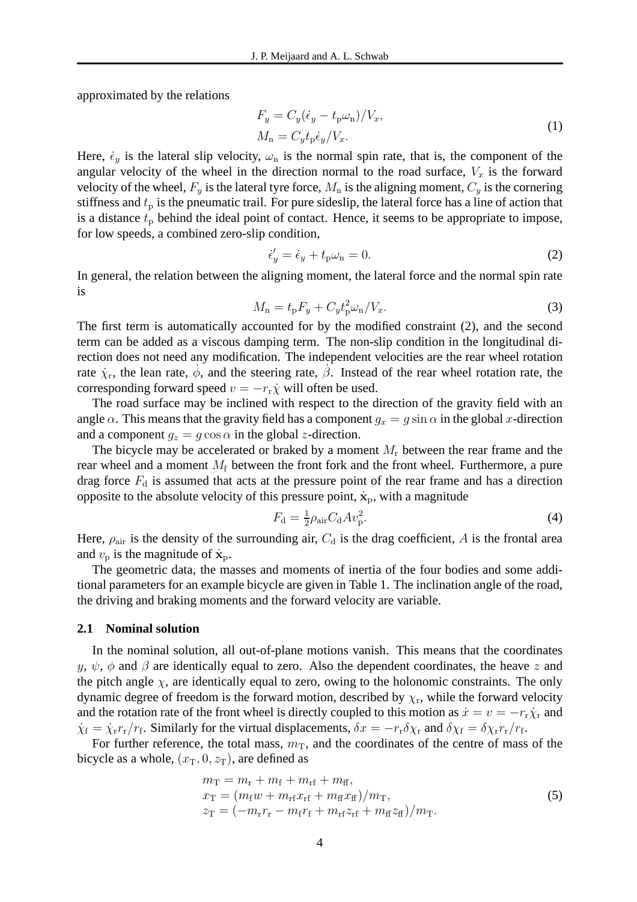approximated by the relations

$$
\begin{aligned}
F_y &= C_y(\dot{\epsilon}_y - t_\mathrm{p}\omega_\mathrm{n})/V_x, \\
M_\mathrm{n} &= C_y t_\mathrm{p}\dot{\epsilon}_y/V_x.
\end{aligned}
\tag{1}
$$

Here, $\dot{\epsilon}_y$ is the lateral slip velocity, $\omega_\mathrm{n}$ is the normal spin rate, that is, the component of the angular velocity of the wheel in the direction normal to the road surface, $V_x$ is the forward velocity of the wheel, $F_y$ is the lateral tyre force, $M_\mathrm{n}$ is the aligning moment, $C_y$ is the cornering stiffness and $t_\mathrm{p}$ is the pneumatic trail. For pure sideslip, the lateral force has a line of action that is a distance $t_\mathrm{p}$ behind the ideal point of contact. Hence, it seems to be appropriate to impose, for low speeds, a combined zero-slip condition,

$$
\dot{\epsilon}'_y = \dot{\epsilon}_y + t_\mathrm{p}\omega_\mathrm{n} = 0. \tag{2}
$$

In general, the relation between the aligning moment, the lateral force and the normal spin rate is

$$
M_\mathrm{n} = t_\mathrm{p}F_y + C_y t_\mathrm{p}^2\omega_\mathrm{n}/V_x. \tag{3}
$$

The first term is automatically accounted for by the modified constraint (2), and the second term can be added as a viscous damping term. The non-slip condition in the longitudinal direction does not need any modification. The independent velocities are the rear wheel rotation rate $\dot{\chi}_\mathrm{r}$, the lean rate, $\dot{\phi}$, and the steering rate, $\dot{\beta}$. Instead of the rear wheel rotation rate, the corresponding forward speed $v = -r_\mathrm{r}\dot{\chi}$ will often be used.

The road surface may be inclined with respect to the direction of the gravity field with an angle $\alpha$. This means that the gravity field has a component $g_x = g\sin\alpha$ in the global $x$-direction and a component $g_z = g\cos\alpha$ in the global $z$-direction.

The bicycle may be accelerated or braked by a moment $M_\mathrm{r}$ between the rear frame and the rear wheel and a moment $M_\mathrm{f}$ between the front fork and the front wheel. Furthermore, a pure drag force $F_\mathrm{d}$ is assumed that acts at the pressure point of the rear frame and has a direction opposite to the absolute velocity of this pressure point, $\dot{\mathbf{x}}_\mathrm{p}$, with a magnitude

$$
F_\mathrm{d} = \tfrac{1}{2}\rho_\mathrm{air}C_\mathrm{d}Av_\mathrm{p}^2. \tag{4}
$$

Here, $\rho_\mathrm{air}$ is the density of the surrounding air, $C_\mathrm{d}$ is the drag coefficient, $A$ is the frontal area and $v_\mathrm{p}$ is the magnitude of $\dot{\mathbf{x}}_\mathrm{p}$.

The geometric data, the masses and moments of inertia of the four bodies and some additional parameters for an example bicycle are given in Table 1. The inclination angle of the road, the driving and braking moments and the forward velocity are variable.

### 2.1 Nominal solution

In the nominal solution, all out-of-plane motions vanish. This means that the coordinates $y$, $\psi$, $\phi$ and $\beta$ are identically equal to zero. Also the dependent coordinates, the heave $z$ and the pitch angle $\chi$, are identically equal to zero, owing to the holonomic constraints. The only dynamic degree of freedom is the forward motion, described by $\chi_\mathrm{r}$, while the forward velocity and the rotation rate of the front wheel is directly coupled to this motion as $\dot{x} = v = -r_\mathrm{r}\dot{\chi}_\mathrm{r}$ and $\dot{\chi}_\mathrm{f} = \dot{\chi}_\mathrm{r}r_\mathrm{r}/r_\mathrm{f}$. Similarly for the virtual displacements, $\delta x = -r_\mathrm{r}\delta\chi_\mathrm{r}$ and $\delta\chi_\mathrm{f} = \delta\chi_\mathrm{r}r_\mathrm{r}/r_\mathrm{f}$.

For further reference, the total mass, $m_\mathrm{T}$, and the coordinates of the centre of mass of the bicycle as a whole, $(x_\mathrm{T}, 0, z_\mathrm{T})$, are defined as

$$
\begin{aligned}
m_\mathrm{T} &= m_\mathrm{r} + m_\mathrm{f} + m_\mathrm{rf} + m_\mathrm{ff}, \\
x_\mathrm{T} &= (m_\mathrm{f}w + m_\mathrm{rf}x_\mathrm{rf} + m_\mathrm{ff}x_\mathrm{ff})/m_\mathrm{T}, \\
z_\mathrm{T} &= (-m_\mathrm{r}r_\mathrm{r} - m_\mathrm{f}r_\mathrm{f} + m_\mathrm{rf}z_\mathrm{rf} + m_\mathrm{ff}z_\mathrm{ff})/m_\mathrm{T}.
\end{aligned}
\tag{5}
$$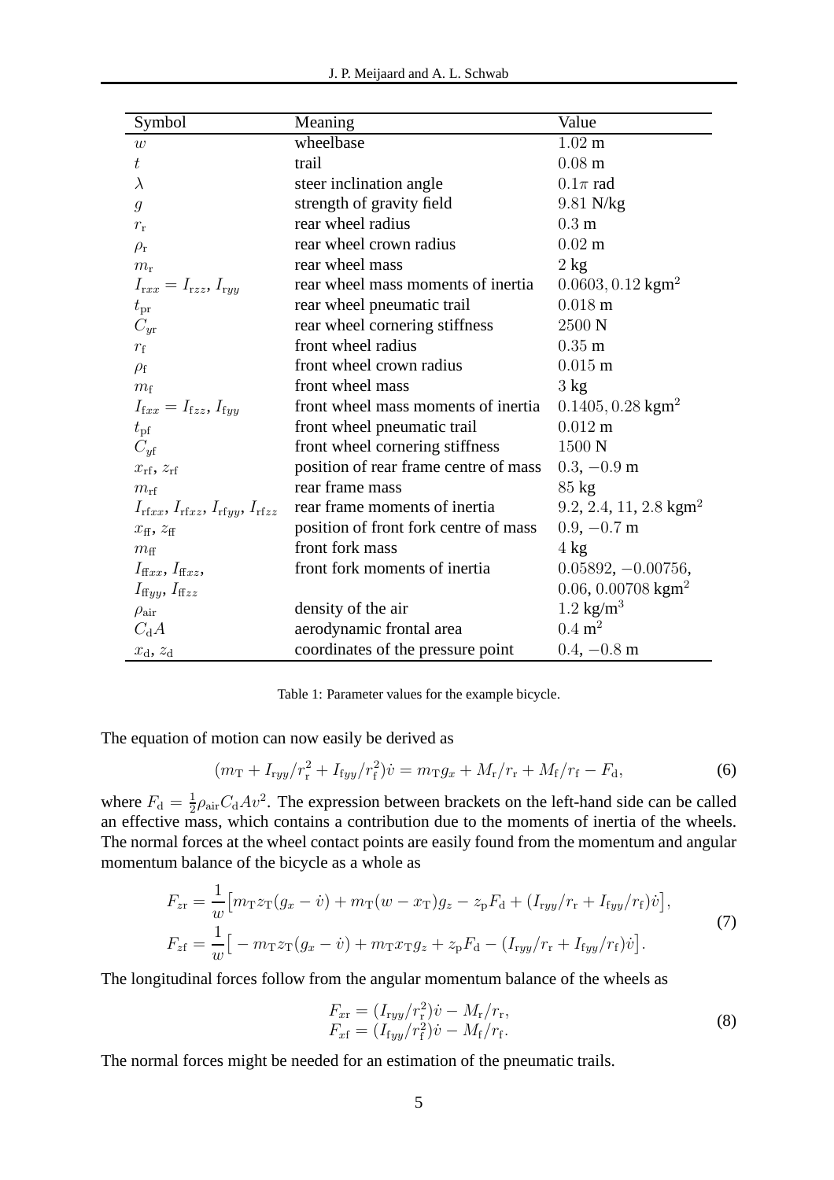| Symbol | Meaning | Value |
|---|---|---|
| $w$ | wheelbase | $1.02$ m |
| $t$ | trail | $0.08$ m |
| $\lambda$ | steer inclination angle | $0.1\pi$ rad |
| $g$ | strength of gravity field | $9.81$ N/kg |
| $r_{\mathrm{r}}$ | rear wheel radius | $0.3$ m |
| $\rho_{\mathrm{r}}$ | rear wheel crown radius | $0.02$ m |
| $m_{\mathrm{r}}$ | rear wheel mass | $2$ kg |
| $I_{\mathrm{r}xx} = I_{\mathrm{r}zz}$, $I_{\mathrm{r}yy}$ | rear wheel mass moments of inertia | $0.0603, 0.12$ kgm$^2$ |
| $t_{\mathrm{pr}}$ | rear wheel pneumatic trail | $0.018$ m |
| $C_{y\mathrm{r}}$ | rear wheel cornering stiffness | $2500$ N |
| $r_{\mathrm{f}}$ | front wheel radius | $0.35$ m |
| $\rho_{\mathrm{f}}$ | front wheel crown radius | $0.015$ m |
| $m_{\mathrm{f}}$ | front wheel mass | $3$ kg |
| $I_{\mathrm{f}xx} = I_{\mathrm{f}zz}$, $I_{\mathrm{f}yy}$ | front wheel mass moments of inertia | $0.1405, 0.28$ kgm$^2$ |
| $t_{\mathrm{pf}}$ | front wheel pneumatic trail | $0.012$ m |
| $C_{y\mathrm{f}}$ | front wheel cornering stiffness | $1500$ N |
| $x_{\mathrm{rf}}$, $z_{\mathrm{rf}}$ | position of rear frame centre of mass | $0.3, -0.9$ m |
| $m_{\mathrm{rf}}$ | rear frame mass | $85$ kg |
| $I_{\mathrm{rf}xx}$, $I_{\mathrm{rf}xz}$, $I_{\mathrm{rf}yy}$, $I_{\mathrm{rf}zz}$ | rear frame moments of inertia | $9.2$, $2.4$, $11$, $2.8$ kgm$^2$ |
| $x_{\mathrm{ff}}$, $z_{\mathrm{ff}}$ | position of front fork centre of mass | $0.9, -0.7$ m |
| $m_{\mathrm{ff}}$ | front fork mass | $4$ kg |
| $I_{\mathrm{ff}xx}$, $I_{\mathrm{ff}xz}$, $I_{\mathrm{ff}yy}$, $I_{\mathrm{ff}zz}$ | front fork moments of inertia | $0.05892, -0.00756,$ $0.06, 0.00708$ kgm$^2$ |
| $\rho_{\mathrm{air}}$ | density of the air | $1.2$ kg/m$^3$ |
| $C_{\mathrm{d}}A$ | aerodynamic frontal area | $0.4$ m$^2$ |
| $x_{\mathrm{d}}$, $z_{\mathrm{d}}$ | coordinates of the pressure point | $0.4, -0.8$ m |

Table 1: Parameter values for the example bicycle.

The equation of motion can now easily be derived as

$$(m_{\mathrm{T}} + I_{\mathrm{r}yy}/r_{\mathrm{r}}^2 + I_{\mathrm{f}yy}/r_{\mathrm{f}}^2)\dot{v} = m_{\mathrm{T}}g_x + M_{\mathrm{r}}/r_{\mathrm{r}} + M_{\mathrm{f}}/r_{\mathrm{f}} - F_{\mathrm{d}}, \tag{6}$$

where $F_{\mathrm{d}} = \frac{1}{2}\rho_{\mathrm{air}}C_{\mathrm{d}}Av^2$. The expression between brackets on the left-hand side can be called an effective mass, which contains a contribution due to the moments of inertia of the wheels. The normal forces at the wheel contact points are easily found from the momentum and angular momentum balance of the bicycle as a whole as

$$\begin{aligned}
F_{z\mathrm{r}} &= \frac{1}{w}\big[m_{\mathrm{T}}z_{\mathrm{T}}(g_x - \dot{v}) + m_{\mathrm{T}}(w - x_{\mathrm{T}})g_z - z_{\mathrm{p}}F_{\mathrm{d}} + (I_{\mathrm{r}yy}/r_{\mathrm{r}} + I_{\mathrm{f}yy}/r_{\mathrm{f}})\dot{v}\big], \\
F_{z\mathrm{f}} &= \frac{1}{w}\big[-m_{\mathrm{T}}z_{\mathrm{T}}(g_x - \dot{v}) + m_{\mathrm{T}}x_{\mathrm{T}}g_z + z_{\mathrm{p}}F_{\mathrm{d}} - (I_{\mathrm{r}yy}/r_{\mathrm{r}} + I_{\mathrm{f}yy}/r_{\mathrm{f}})\dot{v}\big].
\end{aligned} \tag{7}$$

The longitudinal forces follow from the angular momentum balance of the wheels as

$$\begin{aligned}
F_{x\mathrm{r}} &= (I_{\mathrm{r}yy}/r_{\mathrm{r}}^2)\dot{v} - M_{\mathrm{r}}/r_{\mathrm{r}}, \\
F_{x\mathrm{f}} &= (I_{\mathrm{f}yy}/r_{\mathrm{f}}^2)\dot{v} - M_{\mathrm{f}}/r_{\mathrm{f}}.
\end{aligned} \tag{8}$$

The normal forces might be needed for an estimation of the pneumatic trails.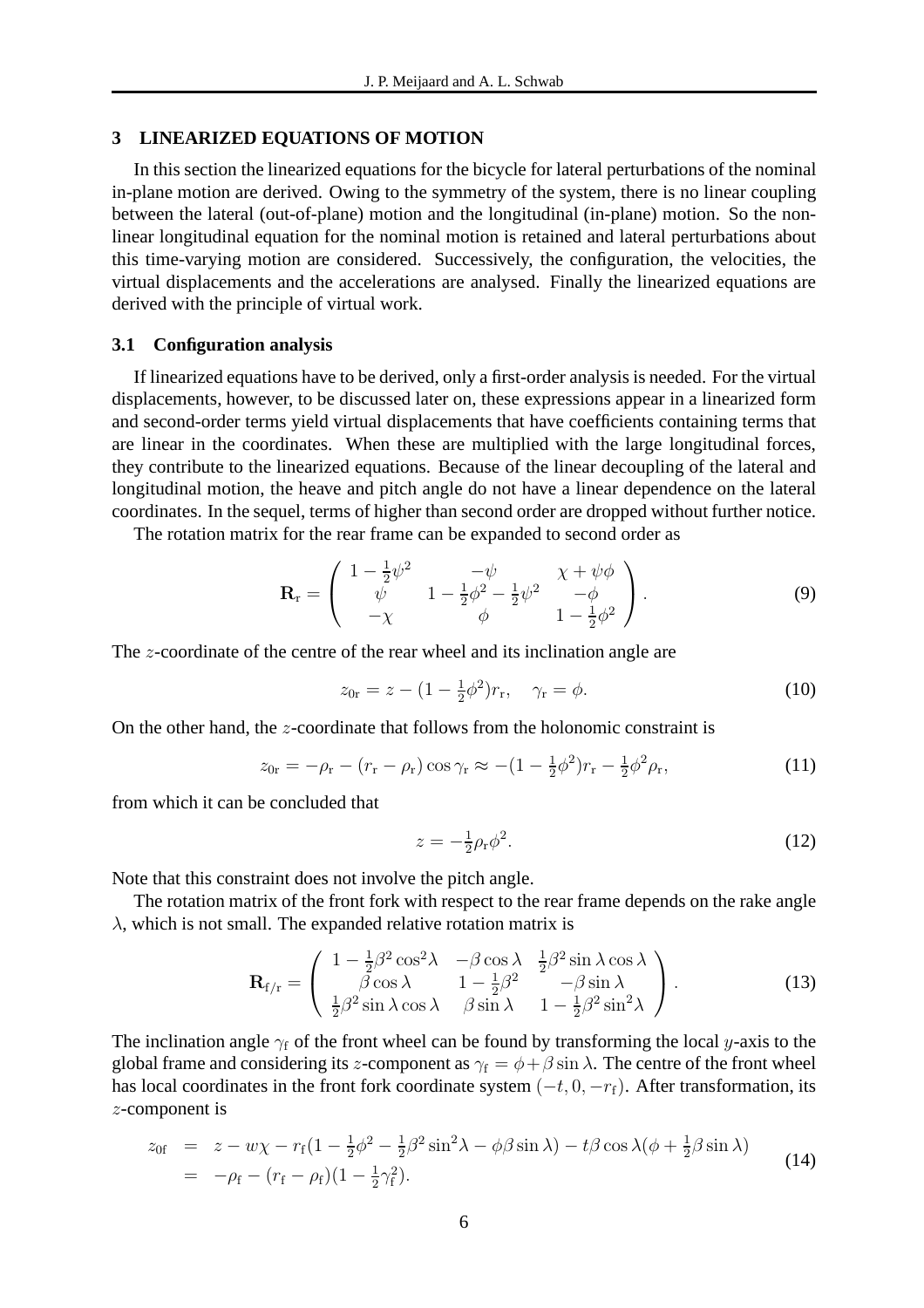## 3 LINEARIZED EQUATIONS OF MOTION

In this section the linearized equations for the bicycle for lateral perturbations of the nominal in-plane motion are derived. Owing to the symmetry of the system, there is no linear coupling between the lateral (out-of-plane) motion and the longitudinal (in-plane) motion. So the non-linear longitudinal equation for the nominal motion is retained and lateral perturbations about this time-varying motion are considered. Successively, the configuration, the velocities, the virtual displacements and the accelerations are analysed. Finally the linearized equations are derived with the principle of virtual work.

### 3.1 Configuration analysis

If linearized equations have to be derived, only a first-order analysis is needed. For the virtual displacements, however, to be discussed later on, these expressions appear in a linearized form and second-order terms yield virtual displacements that have coefficients containing terms that are linear in the coordinates. When these are multiplied with the large longitudinal forces, they contribute to the linearized equations. Because of the linear decoupling of the lateral and longitudinal motion, the heave and pitch angle do not have a linear dependence on the lateral coordinates. In the sequel, terms of higher than second order are dropped without further notice.

The rotation matrix for the rear frame can be expanded to second order as

$$\mathbf{R}_{\mathrm{r}} = \begin{pmatrix} 1-\frac{1}{2}\psi^2 & -\psi & \chi+\psi\phi \\ \psi & 1-\frac{1}{2}\phi^2-\frac{1}{2}\psi^2 & -\phi \\ -\chi & \phi & 1-\frac{1}{2}\phi^2 \end{pmatrix}. \tag{9}$$

The $z$-coordinate of the centre of the rear wheel and its inclination angle are

$$z_{0\mathrm{r}} = z-(1-\tfrac{1}{2}\phi^2)r_{\mathrm{r}}, \quad \gamma_{\mathrm{r}} = \phi. \tag{10}$$

On the other hand, the $z$-coordinate that follows from the holonomic constraint is

$$z_{0\mathrm{r}} = -\rho_{\mathrm{r}}-(r_{\mathrm{r}}-\rho_{\mathrm{r}})\cos\gamma_{\mathrm{r}} \approx -(1-\tfrac{1}{2}\phi^2)r_{\mathrm{r}}-\tfrac{1}{2}\phi^2\rho_{\mathrm{r}}, \tag{11}$$

from which it can be concluded that

$$z = -\tfrac{1}{2}\rho_{\mathrm{r}}\phi^2. \tag{12}$$

Note that this constraint does not involve the pitch angle.

The rotation matrix of the front fork with respect to the rear frame depends on the rake angle $\lambda$, which is not small. The expanded relative rotation matrix is

$$\mathbf{R}_{\mathrm{f/r}} = \begin{pmatrix} 1-\frac{1}{2}\beta^2\cos^2\lambda & -\beta\cos\lambda & \frac{1}{2}\beta^2\sin\lambda\cos\lambda \\ \beta\cos\lambda & 1-\frac{1}{2}\beta^2 & -\beta\sin\lambda \\ \frac{1}{2}\beta^2\sin\lambda\cos\lambda & \beta\sin\lambda & 1-\frac{1}{2}\beta^2\sin^2\lambda \end{pmatrix}. \tag{13}$$

The inclination angle $\gamma_{\mathrm{f}}$ of the front wheel can be found by transforming the local $y$-axis to the global frame and considering its $z$-component as $\gamma_{\mathrm{f}} = \phi+\beta\sin\lambda$. The centre of the front wheel has local coordinates in the front fork coordinate system $(-t, 0, -r_{\mathrm{f}})$. After transformation, its $z$-component is

$$\begin{aligned} z_{0\mathrm{f}} &= z-w\chi-r_{\mathrm{f}}(1-\tfrac{1}{2}\phi^2-\tfrac{1}{2}\beta^2\sin^2\lambda-\phi\beta\sin\lambda)-t\beta\cos\lambda(\phi+\tfrac{1}{2}\beta\sin\lambda) \\ &= -\rho_{\mathrm{f}}-(r_{\mathrm{f}}-\rho_{\mathrm{f}})(1-\tfrac{1}{2}\gamma_{\mathrm{f}}^2). \end{aligned} \tag{14}$$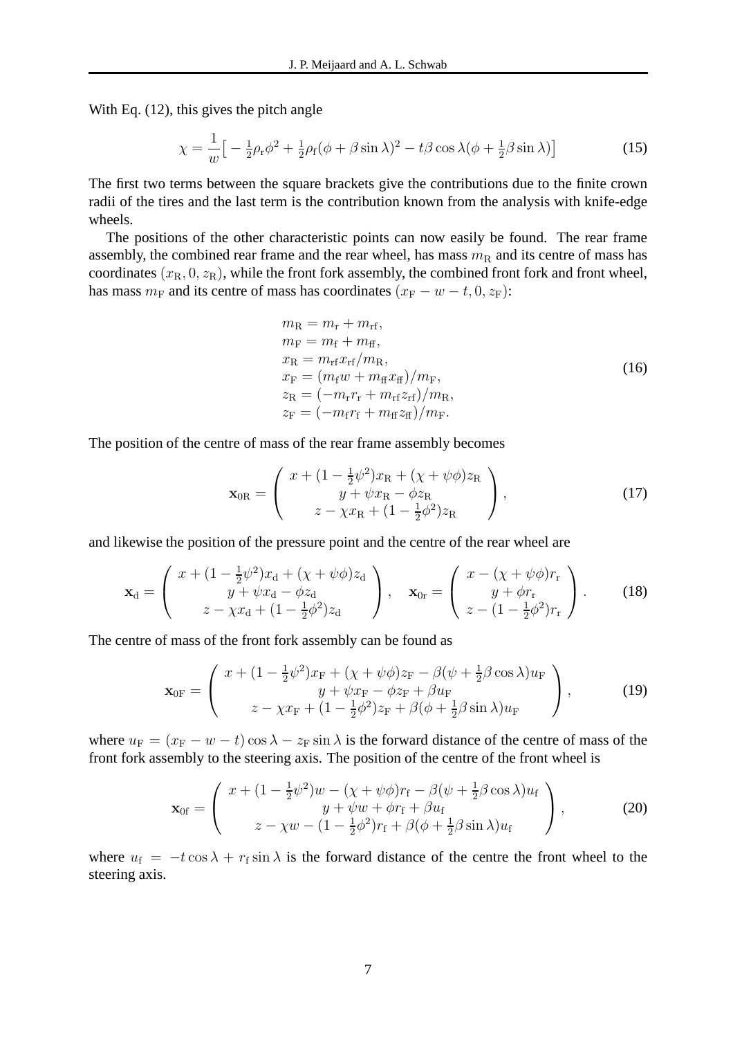With Eq. (12), this gives the pitch angle

$$\chi = \frac{1}{w}\big[-\tfrac{1}{2}\rho_{\mathrm{r}}\phi^2 + \tfrac{1}{2}\rho_{\mathrm{f}}(\phi + \beta\sin\lambda)^2 - t\beta\cos\lambda(\phi + \tfrac{1}{2}\beta\sin\lambda)\big] \tag{15}$$

The first two terms between the square brackets give the contributions due to the finite crown radii of the tires and the last term is the contribution known from the analysis with knife-edge wheels.

The positions of the other characteristic points can now easily be found. The rear frame assembly, the combined rear frame and the rear wheel, has mass $m_{\mathrm{R}}$ and its centre of mass has coordinates $(x_{\mathrm{R}}, 0, z_{\mathrm{R}})$, while the front fork assembly, the combined front fork and front wheel, has mass $m_{\mathrm{F}}$ and its centre of mass has coordinates $(x_{\mathrm{F}} - w - t, 0, z_{\mathrm{F}})$:

$$\begin{aligned}
m_{\mathrm{R}} &= m_{\mathrm{r}} + m_{\mathrm{rf}},\\
m_{\mathrm{F}} &= m_{\mathrm{f}} + m_{\mathrm{ff}},\\
x_{\mathrm{R}} &= m_{\mathrm{rf}}x_{\mathrm{rf}}/m_{\mathrm{R}},\\
x_{\mathrm{F}} &= (m_{\mathrm{f}}w + m_{\mathrm{ff}}x_{\mathrm{ff}})/m_{\mathrm{F}},\\
z_{\mathrm{R}} &= (-m_{\mathrm{r}}r_{\mathrm{r}} + m_{\mathrm{rf}}z_{\mathrm{rf}})/m_{\mathrm{R}},\\
z_{\mathrm{F}} &= (-m_{\mathrm{f}}r_{\mathrm{f}} + m_{\mathrm{ff}}z_{\mathrm{ff}})/m_{\mathrm{F}}.
\end{aligned} \tag{16}$$

The position of the centre of mass of the rear frame assembly becomes

$$\mathbf{x}_{0\mathrm{R}} = \begin{pmatrix} x + (1 - \frac{1}{2}\psi^2)x_{\mathrm{R}} + (\chi + \psi\phi)z_{\mathrm{R}} \\ y + \psi x_{\mathrm{R}} - \phi z_{\mathrm{R}} \\ z - \chi x_{\mathrm{R}} + (1 - \frac{1}{2}\phi^2)z_{\mathrm{R}} \end{pmatrix}, \tag{17}$$

and likewise the position of the pressure point and the centre of the rear wheel are

$$\mathbf{x}_{\mathrm{d}} = \begin{pmatrix} x + (1 - \frac{1}{2}\psi^2)x_{\mathrm{d}} + (\chi + \psi\phi)z_{\mathrm{d}} \\ y + \psi x_{\mathrm{d}} - \phi z_{\mathrm{d}} \\ z - \chi x_{\mathrm{d}} + (1 - \frac{1}{2}\phi^2)z_{\mathrm{d}} \end{pmatrix}, \quad \mathbf{x}_{0\mathrm{r}} = \begin{pmatrix} x - (\chi + \psi\phi)r_{\mathrm{r}} \\ y + \phi r_{\mathrm{r}} \\ z - (1 - \frac{1}{2}\phi^2)r_{\mathrm{r}} \end{pmatrix}. \tag{18}$$

The centre of mass of the front fork assembly can be found as

$$\mathbf{x}_{0\mathrm{F}} = \begin{pmatrix} x + (1 - \frac{1}{2}\psi^2)x_{\mathrm{F}} + (\chi + \psi\phi)z_{\mathrm{F}} - \beta(\psi + \frac{1}{2}\beta\cos\lambda)u_{\mathrm{F}} \\ y + \psi x_{\mathrm{F}} - \phi z_{\mathrm{F}} + \beta u_{\mathrm{F}} \\ z - \chi x_{\mathrm{F}} + (1 - \frac{1}{2}\phi^2)z_{\mathrm{F}} + \beta(\phi + \frac{1}{2}\beta\sin\lambda)u_{\mathrm{F}} \end{pmatrix}, \tag{19}$$

where $u_{\mathrm{F}} = (x_{\mathrm{F}} - w - t)\cos\lambda - z_{\mathrm{F}}\sin\lambda$ is the forward distance of the centre of mass of the front fork assembly to the steering axis. The position of the centre of the front wheel is

$$\mathbf{x}_{0\mathrm{f}} = \begin{pmatrix} x + (1 - \frac{1}{2}\psi^2)w - (\chi + \psi\phi)r_{\mathrm{f}} - \beta(\psi + \frac{1}{2}\beta\cos\lambda)u_{\mathrm{f}} \\ y + \psi w + \phi r_{\mathrm{f}} + \beta u_{\mathrm{f}} \\ z - \chi w - (1 - \frac{1}{2}\phi^2)r_{\mathrm{f}} + \beta(\phi + \frac{1}{2}\beta\sin\lambda)u_{\mathrm{f}} \end{pmatrix}, \tag{20}$$

where $u_{\mathrm{f}} = -t\cos\lambda + r_{\mathrm{f}}\sin\lambda$ is the forward distance of the centre the front wheel to the steering axis.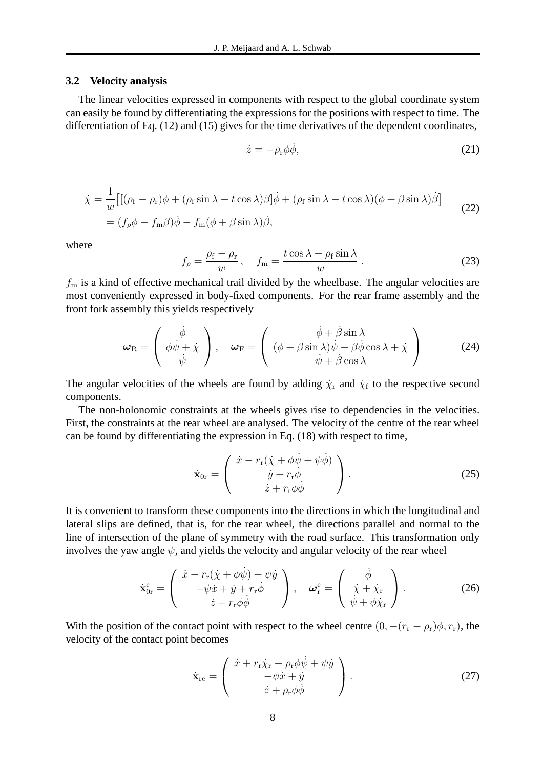### 3.2 Velocity analysis

The linear velocities expressed in components with respect to the global coordinate system can easily be found by differentiating the expressions for the positions with respect to time. The differentiation of Eq. (12) and (15) gives for the time derivatives of the dependent coordinates,

$$\dot{z} = -\rho_{\rm r}\phi\dot{\phi}, \tag{21}$$

$$\begin{aligned}
\dot{\chi} &= \frac{1}{w}\big[[(\rho_{\rm f}-\rho_{\rm r})\phi + (\rho_{\rm f}\sin\lambda - t\cos\lambda)\beta]\dot{\phi} + (\rho_{\rm f}\sin\lambda - t\cos\lambda)(\phi+\beta\sin\lambda)\dot{\beta}\big] \\
&= (f_\rho\phi - f_{\rm m}\beta)\dot{\phi} - f_{\rm m}(\phi+\beta\sin\lambda)\dot{\beta},
\end{aligned} \tag{22}$$

where

$$f_\rho = \frac{\rho_{\rm f}-\rho_{\rm r}}{w}\,, \quad f_{\rm m} = \frac{t\cos\lambda - \rho_{\rm f}\sin\lambda}{w}\,. \tag{23}$$

$f_{\rm m}$ is a kind of effective mechanical trail divided by the wheelbase. The angular velocities are most conveniently expressed in body-fixed components. For the rear frame assembly and the front fork assembly this yields respectively

$$\boldsymbol{\omega}_{\rm R} = \begin{pmatrix} \dot{\phi} \\ \phi\dot{\psi} + \dot{\chi} \\ \dot{\psi} \end{pmatrix}, \quad \boldsymbol{\omega}_{\rm F} = \begin{pmatrix} \dot{\phi} + \dot{\beta}\sin\lambda \\ (\phi+\beta\sin\lambda)\dot{\psi} - \beta\dot{\phi}\cos\lambda + \dot{\chi} \\ \dot{\psi} + \dot{\beta}\cos\lambda \end{pmatrix} \tag{24}$$

The angular velocities of the wheels are found by adding $\dot{\chi}_{\rm r}$ and $\dot{\chi}_{\rm f}$ to the respective second components.

The non-holonomic constraints at the wheels gives rise to dependencies in the velocities. First, the constraints at the rear wheel are analysed. The velocity of the centre of the rear wheel can be found by differentiating the expression in Eq. (18) with respect to time,

$$\dot{\mathbf{x}}_{0\rm r} = \begin{pmatrix} \dot{x} - r_{\rm r}(\dot{\chi} + \phi\dot{\psi} + \psi\dot{\phi}) \\ \dot{y} + r_{\rm r}\dot{\phi} \\ \dot{z} + r_{\rm r}\phi\dot{\phi} \end{pmatrix}. \tag{25}$$

It is convenient to transform these components into the directions in which the longitudinal and lateral slips are defined, that is, for the rear wheel, the directions parallel and normal to the line of intersection of the plane of symmetry with the road surface. This transformation only involves the yaw angle $\psi$, and yields the velocity and angular velocity of the rear wheel

$$\dot{\mathbf{x}}_{0\rm r}^{\rm c} = \begin{pmatrix} \dot{x} - r_{\rm r}(\dot{\chi} + \phi\dot{\psi}) + \psi\dot{y} \\ -\psi\dot{x} + \dot{y} + r_{\rm r}\dot{\phi} \\ \dot{z} + r_{\rm r}\phi\dot{\phi} \end{pmatrix}, \quad \boldsymbol{\omega}_{\rm r}^{\rm c} = \begin{pmatrix} \dot{\phi} \\ \dot{\chi} + \dot{\chi}_{\rm r} \\ \dot{\psi} + \phi\dot{\chi}_{\rm r} \end{pmatrix}. \tag{26}$$

With the position of the contact point with respect to the wheel centre $(0, -(r_{\rm r}-\rho_{\rm r})\phi, r_{\rm r})$, the velocity of the contact point becomes

$$\dot{\mathbf{x}}_{\rm rc} = \begin{pmatrix} \dot{x} + r_{\rm r}\dot{\chi}_{\rm r} - \rho_{\rm r}\phi\dot{\psi} + \psi\dot{y} \\ -\psi\dot{x} + \dot{y} \\ \dot{z} + \rho_{\rm r}\phi\dot{\phi} \end{pmatrix}. \tag{27}$$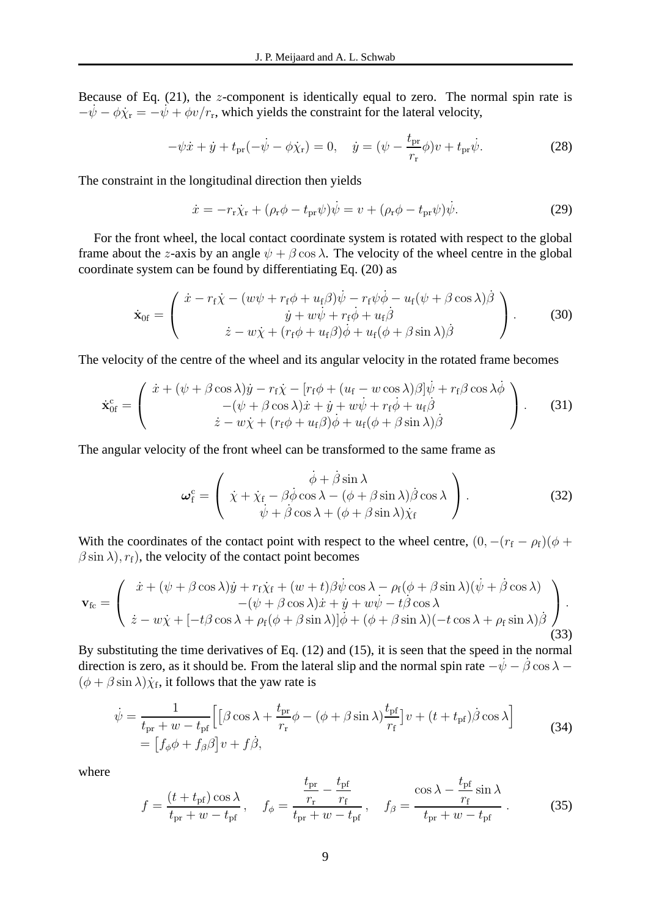Because of Eq. (21), the $z$-component is identically equal to zero. The normal spin rate is $-\dot{\psi} - \phi\dot{\chi}_\mathrm{r} = -\dot{\psi} + \phi v/r_\mathrm{r}$, which yields the constraint for the lateral velocity,

$$
-\psi\dot{x} + \dot{y} + t_\mathrm{pr}(-\dot{\psi} - \phi\dot{\chi}_\mathrm{r}) = 0, \quad \dot{y} = (\psi - \frac{t_\mathrm{pr}}{r_\mathrm{r}}\phi)v + t_\mathrm{pr}\dot{\psi}. \tag{28}
$$

The constraint in the longitudinal direction then yields

$$
\dot{x} = -r_\mathrm{r}\dot{\chi}_\mathrm{r} + (\rho_\mathrm{r}\phi - t_\mathrm{pr}\psi)\dot{\psi} = v + (\rho_\mathrm{r}\phi - t_\mathrm{pr}\psi)\dot{\psi}. \tag{29}
$$

For the front wheel, the local contact coordinate system is rotated with respect to the global frame about the $z$-axis by an angle $\psi + \beta\cos\lambda$. The velocity of the wheel centre in the global coordinate system can be found by differentiating Eq. (20) as

$$
\dot{\mathbf{x}}_{0\mathrm{f}} = \begin{pmatrix} \dot{x} - r_\mathrm{f}\dot{\chi} - (w\psi + r_\mathrm{f}\phi + u_\mathrm{f}\beta)\dot{\psi} - r_\mathrm{f}\psi\dot{\phi} - u_\mathrm{f}(\psi + \beta\cos\lambda)\dot{\beta} \\ \dot{y} + w\dot{\psi} + r_\mathrm{f}\dot{\phi} + u_\mathrm{f}\dot{\beta} \\ \dot{z} - w\dot{\chi} + (r_\mathrm{f}\phi + u_\mathrm{f}\beta)\dot{\phi} + u_\mathrm{f}(\phi + \beta\sin\lambda)\dot{\beta} \end{pmatrix}. \tag{30}
$$

The velocity of the centre of the wheel and its angular velocity in the rotated frame becomes

$$
\dot{\mathbf{x}}_{0\mathrm{f}}^\mathrm{c} = \begin{pmatrix} \dot{x} + (\psi + \beta\cos\lambda)\dot{y} - r_\mathrm{f}\dot{\chi} - [r_\mathrm{f}\phi + (u_\mathrm{f} - w\cos\lambda)\beta]\dot{\psi} + r_\mathrm{f}\beta\cos\lambda\dot{\phi} \\ -(\psi + \beta\cos\lambda)\dot{x} + \dot{y} + w\dot{\psi} + r_\mathrm{f}\dot{\phi} + u_\mathrm{f}\dot{\beta} \\ \dot{z} - w\dot{\chi} + (r_\mathrm{f}\phi + u_\mathrm{f}\beta)\dot{\phi} + u_\mathrm{f}(\phi + \beta\sin\lambda)\dot{\beta} \end{pmatrix}. \tag{31}
$$

The angular velocity of the front wheel can be transformed to the same frame as

$$
\boldsymbol{\omega}_\mathrm{f}^\mathrm{c} = \begin{pmatrix} \dot{\phi} + \dot{\beta}\sin\lambda \\ \dot{\chi} + \dot{\chi}_\mathrm{f} - \beta\dot{\phi}\cos\lambda - (\phi + \beta\sin\lambda)\dot{\beta}\cos\lambda \\ \dot{\psi} + \dot{\beta}\cos\lambda + (\phi + \beta\sin\lambda)\dot{\chi}_\mathrm{f} \end{pmatrix}. \tag{32}
$$

With the coordinates of the contact point with respect to the wheel centre, $(0, -(r_\mathrm{f} - \rho_\mathrm{f})(\phi + \beta\sin\lambda), r_\mathrm{f})$, the velocity of the contact point becomes

$$
\mathbf{v}_\mathrm{fc} = \begin{pmatrix} \dot{x} + (\psi + \beta\cos\lambda)\dot{y} + r_\mathrm{f}\dot{\chi}_\mathrm{f} + (w + t)\beta\dot{\psi}\cos\lambda - \rho_\mathrm{f}(\phi + \beta\sin\lambda)(\dot{\psi} + \dot{\beta}\cos\lambda) \\ -(\psi + \beta\cos\lambda)\dot{x} + \dot{y} + w\dot{\psi} - t\dot{\beta}\cos\lambda \\ \dot{z} - w\dot{\chi} + [-t\beta\cos\lambda + \rho_\mathrm{f}(\phi + \beta\sin\lambda)]\dot{\phi} + (\phi + \beta\sin\lambda)(-t\cos\lambda + \rho_\mathrm{f}\sin\lambda)\dot{\beta} \end{pmatrix}. \tag{33}
$$

By substituting the time derivatives of Eq. (12) and (15), it is seen that the speed in the normal direction is zero, as it should be. From the lateral slip and the normal spin rate $-\dot{\psi} - \dot{\beta}\cos\lambda - (\phi + \beta\sin\lambda)\dot{\chi}_\mathrm{f}$, it follows that the yaw rate is

$$
\begin{aligned}
\dot{\psi} &= \frac{1}{t_\mathrm{pr} + w - t_\mathrm{pf}}\Big[\big[\beta\cos\lambda + \frac{t_\mathrm{pr}}{r_\mathrm{r}}\phi - (\phi + \beta\sin\lambda)\frac{t_\mathrm{pf}}{r_\mathrm{f}}\big]v + (t + t_\mathrm{pf})\dot{\beta}\cos\lambda\Big] \\
&= \big[f_\phi\phi + f_\beta\beta\big]v + f\dot{\beta},
\end{aligned} \tag{34}
$$

where

$$
f = \frac{(t + t_\mathrm{pf})\cos\lambda}{t_\mathrm{pr} + w - t_\mathrm{pf}}, \quad f_\phi = \frac{\dfrac{t_\mathrm{pr}}{r_\mathrm{r}} - \dfrac{t_\mathrm{pf}}{r_\mathrm{f}}}{t_\mathrm{pr} + w - t_\mathrm{pf}}, \quad f_\beta = \frac{\cos\lambda - \dfrac{t_\mathrm{pf}}{r_\mathrm{f}}\sin\lambda}{t_\mathrm{pr} + w - t_\mathrm{pf}}. \tag{35}
$$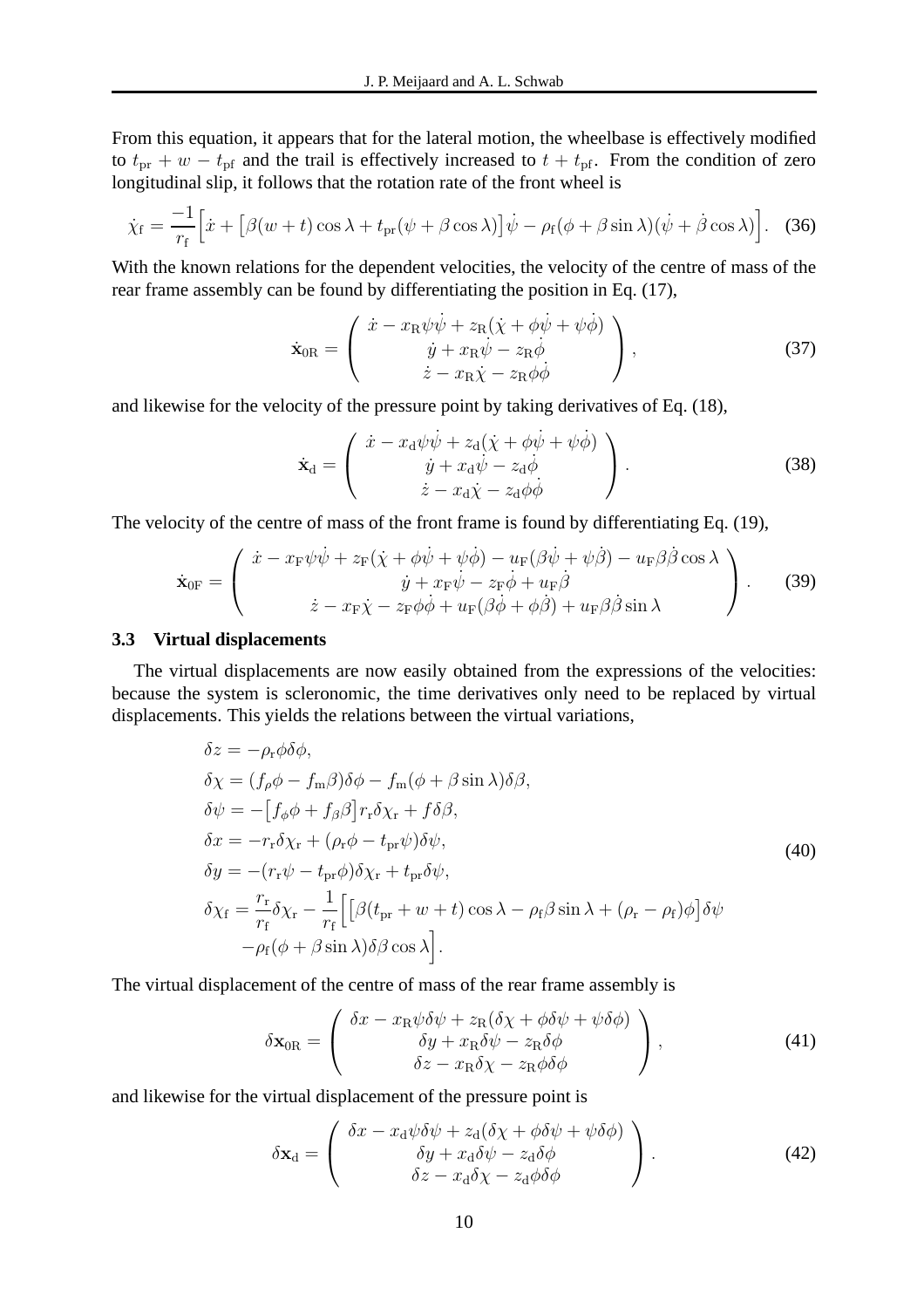From this equation, it appears that for the lateral motion, the wheelbase is effectively modified to $t_{\mathrm{pr}} + w - t_{\mathrm{pf}}$ and the trail is effectively increased to $t + t_{\mathrm{pf}}$. From the condition of zero longitudinal slip, it follows that the rotation rate of the front wheel is

$$
\dot{\chi}_{\mathrm{f}} = \frac{-1}{r_{\mathrm{f}}}\Big[\dot{x} + \big[\beta(w+t)\cos\lambda + t_{\mathrm{pr}}(\psi + \beta\cos\lambda)\big]\dot{\psi} - \rho_{\mathrm{f}}(\phi + \beta\sin\lambda)(\dot{\psi} + \dot{\beta}\cos\lambda)\Big]. \quad (36)
$$

With the known relations for the dependent velocities, the velocity of the centre of mass of the rear frame assembly can be found by differentiating the position in Eq. (17),

$$
\dot{\mathbf{x}}_{0\mathrm{R}} = \begin{pmatrix} \dot{x} - x_{\mathrm{R}}\psi\dot{\psi} + z_{\mathrm{R}}(\dot{\chi} + \phi\dot{\psi} + \psi\dot{\phi}) \\ \dot{y} + x_{\mathrm{R}}\dot{\psi} - z_{\mathrm{R}}\dot{\phi} \\ \dot{z} - x_{\mathrm{R}}\dot{\chi} - z_{\mathrm{R}}\phi\dot{\phi} \end{pmatrix}, \quad (37)
$$

and likewise for the velocity of the pressure point by taking derivatives of Eq. (18),

$$
\dot{\mathbf{x}}_{\mathrm{d}} = \begin{pmatrix} \dot{x} - x_{\mathrm{d}}\psi\dot{\psi} + z_{\mathrm{d}}(\dot{\chi} + \phi\dot{\psi} + \psi\dot{\phi}) \\ \dot{y} + x_{\mathrm{d}}\dot{\psi} - z_{\mathrm{d}}\dot{\phi} \\ \dot{z} - x_{\mathrm{d}}\dot{\chi} - z_{\mathrm{d}}\phi\dot{\phi} \end{pmatrix}. \quad (38)
$$

The velocity of the centre of mass of the front frame is found by differentiating Eq. (19),

$$
\dot{\mathbf{x}}_{0\mathrm{F}} = \begin{pmatrix} \dot{x} - x_{\mathrm{F}}\psi\dot{\psi} + z_{\mathrm{F}}(\dot{\chi} + \phi\dot{\psi} + \psi\dot{\phi}) - u_{\mathrm{F}}(\beta\dot{\psi} + \psi\dot{\beta}) - u_{\mathrm{F}}\beta\dot{\beta}\cos\lambda \\ \dot{y} + x_{\mathrm{F}}\dot{\psi} - z_{\mathrm{F}}\dot{\phi} + u_{\mathrm{F}}\dot{\beta} \\ \dot{z} - x_{\mathrm{F}}\dot{\chi} - z_{\mathrm{F}}\phi\dot{\phi} + u_{\mathrm{F}}(\beta\dot{\phi} + \phi\dot{\beta}) + u_{\mathrm{F}}\beta\dot{\beta}\sin\lambda \end{pmatrix}. \quad (39)
$$

### 3.3 Virtual displacements

The virtual displacements are now easily obtained from the expressions of the velocities: because the system is scleronomic, the time derivatives only need to be replaced by virtual displacements. This yields the relations between the virtual variations,

$$
\begin{aligned}
&\delta z = -\rho_{\mathrm{r}}\phi\delta\phi, \\
&\delta\chi = (f_{\rho}\phi - f_{\mathrm{m}}\beta)\delta\phi - f_{\mathrm{m}}(\phi + \beta\sin\lambda)\delta\beta, \\
&\delta\psi = -\big[f_{\phi}\phi + f_{\beta}\beta\big]r_{\mathrm{r}}\delta\chi_{\mathrm{r}} + f\delta\beta, \\
&\delta x = -r_{\mathrm{r}}\delta\chi_{\mathrm{r}} + (\rho_{\mathrm{r}}\phi - t_{\mathrm{pr}}\psi)\delta\psi, \\
&\delta y = -(r_{\mathrm{r}}\psi - t_{\mathrm{pr}}\phi)\delta\chi_{\mathrm{r}} + t_{\mathrm{pr}}\delta\psi, \\
&\delta\chi_{\mathrm{f}} = \frac{r_{\mathrm{r}}}{r_{\mathrm{f}}}\delta\chi_{\mathrm{r}} - \frac{1}{r_{\mathrm{f}}}\Big[\big[\beta(t_{\mathrm{pr}} + w + t)\cos\lambda - \rho_{\mathrm{f}}\beta\sin\lambda + (\rho_{\mathrm{r}} - \rho_{\mathrm{f}})\phi\big]\delta\psi \\
&\qquad -\rho_{\mathrm{f}}(\phi + \beta\sin\lambda)\delta\beta\cos\lambda\Big].
\end{aligned} \quad (40)
$$

The virtual displacement of the centre of mass of the rear frame assembly is

$$
\delta\mathbf{x}_{0\mathrm{R}} = \begin{pmatrix} \delta x - x_{\mathrm{R}}\psi\delta\psi + z_{\mathrm{R}}(\delta\chi + \phi\delta\psi + \psi\delta\phi) \\ \delta y + x_{\mathrm{R}}\delta\psi - z_{\mathrm{R}}\delta\phi \\ \delta z - x_{\mathrm{R}}\delta\chi - z_{\mathrm{R}}\phi\delta\phi \end{pmatrix}, \quad (41)
$$

and likewise for the virtual displacement of the pressure point is

$$
\delta\mathbf{x}_{\mathrm{d}} = \begin{pmatrix} \delta x - x_{\mathrm{d}}\psi\delta\psi + z_{\mathrm{d}}(\delta\chi + \phi\delta\psi + \psi\delta\phi) \\ \delta y + x_{\mathrm{d}}\delta\psi - z_{\mathrm{d}}\delta\phi \\ \delta z - x_{\mathrm{d}}\delta\chi - z_{\mathrm{d}}\phi\delta\phi \end{pmatrix}. \quad (42)
$$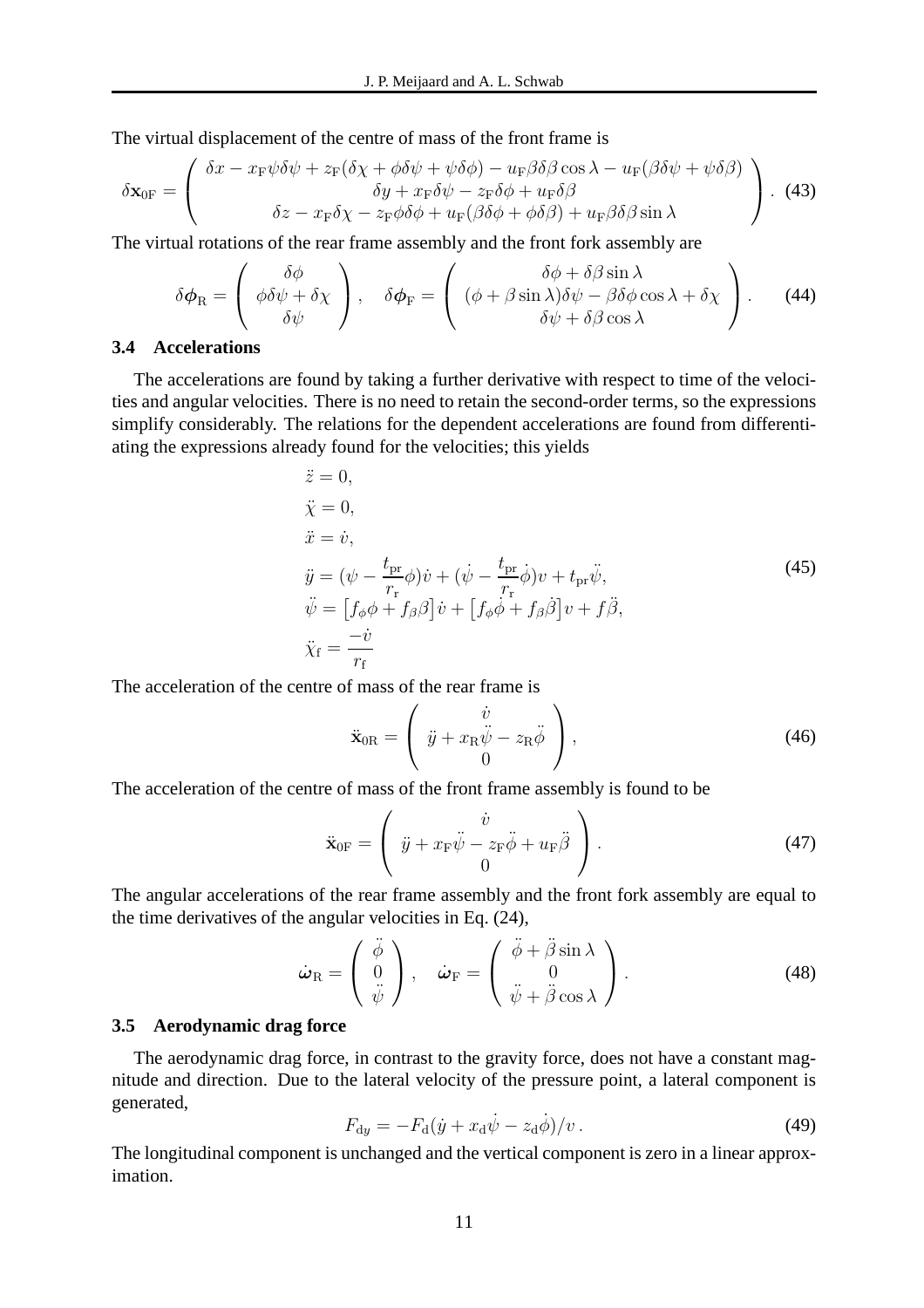The virtual displacement of the centre of mass of the front frame is

$$
\delta \mathbf{x}_{0\mathrm{F}} = \begin{pmatrix} \delta x - x_\mathrm{F}\psi\delta\psi + z_\mathrm{F}(\delta\chi + \phi\delta\psi + \psi\delta\phi) - u_\mathrm{F}\beta\delta\beta\cos\lambda - u_\mathrm{F}(\beta\delta\psi + \psi\delta\beta) \\ \delta y + x_\mathrm{F}\delta\psi - z_\mathrm{F}\delta\phi + u_\mathrm{F}\delta\beta \\ \delta z - x_\mathrm{F}\delta\chi - z_\mathrm{F}\phi\delta\phi + u_\mathrm{F}(\beta\delta\phi + \phi\delta\beta) + u_\mathrm{F}\beta\delta\beta\sin\lambda \end{pmatrix}. \tag{43}
$$

The virtual rotations of the rear frame assembly and the front fork assembly are

$$
\delta\boldsymbol{\phi}_\mathrm{R} = \begin{pmatrix} \delta\phi \\ \phi\delta\psi + \delta\chi \\ \delta\psi \end{pmatrix}, \quad \delta\boldsymbol{\phi}_\mathrm{F} = \begin{pmatrix} \delta\phi + \delta\beta\sin\lambda \\ (\phi + \beta\sin\lambda)\delta\psi - \beta\delta\phi\cos\lambda + \delta\chi \\ \delta\psi + \delta\beta\cos\lambda \end{pmatrix}. \tag{44}
$$

### 3.4 Accelerations

The accelerations are found by taking a further derivative with respect to time of the velocities and angular velocities. There is no need to retain the second-order terms, so the expressions simplify considerably. The relations for the dependent accelerations are found from differentiating the expressions already found for the velocities; this yields

$$
\begin{aligned}
&\ddot{z} = 0, \\
&\ddot{\chi} = 0, \\
&\ddot{x} = \dot{v}, \\
&\ddot{y} = (\psi - \frac{t_\mathrm{pr}}{r_\mathrm{r}}\phi)\dot{v} + (\dot{\psi} - \frac{t_\mathrm{pr}}{r_\mathrm{r}}\dot{\phi})v + t_\mathrm{pr}\ddot{\psi}, \\
&\ddot{\psi} = \left[f_\phi\phi + f_\beta\beta\right]\dot{v} + \left[f_\phi\dot{\phi} + f_\beta\dot{\beta}\right]v + f\ddot{\beta}, \\
&\ddot{\chi}_\mathrm{f} = \frac{-\dot{v}}{r_\mathrm{f}}
\end{aligned} \tag{45}
$$

The acceleration of the centre of mass of the rear frame is

$$
\ddot{\mathbf{x}}_{0\mathrm{R}} = \begin{pmatrix} \dot{v} \\ \ddot{y} + x_\mathrm{R}\ddot{\psi} - z_\mathrm{R}\ddot{\phi} \\ 0 \end{pmatrix}, \tag{46}
$$

The acceleration of the centre of mass of the front frame assembly is found to be

$$
\ddot{\mathbf{x}}_{0\mathrm{F}} = \begin{pmatrix} \dot{v} \\ \ddot{y} + x_\mathrm{F}\ddot{\psi} - z_\mathrm{F}\ddot{\phi} + u_\mathrm{F}\ddot{\beta} \\ 0 \end{pmatrix}. \tag{47}
$$

The angular accelerations of the rear frame assembly and the front fork assembly are equal to the time derivatives of the angular velocities in Eq. (24),

$$
\dot{\boldsymbol{\omega}}_\mathrm{R} = \begin{pmatrix} \ddot{\phi} \\ 0 \\ \ddot{\psi} \end{pmatrix}, \quad \dot{\boldsymbol{\omega}}_\mathrm{F} = \begin{pmatrix} \ddot{\phi} + \ddot{\beta}\sin\lambda \\ 0 \\ \ddot{\psi} + \ddot{\beta}\cos\lambda \end{pmatrix}. \tag{48}
$$

### 3.5 Aerodynamic drag force

The aerodynamic drag force, in contrast to the gravity force, does not have a constant magnitude and direction. Due to the lateral velocity of the pressure point, a lateral component is generated,

$$
F_{\mathrm{d}y} = -F_\mathrm{d}(\dot{y} + x_\mathrm{d}\dot{\psi} - z_\mathrm{d}\dot{\phi})/v\,. \tag{49}
$$

The longitudinal component is unchanged and the vertical component is zero in a linear approximation.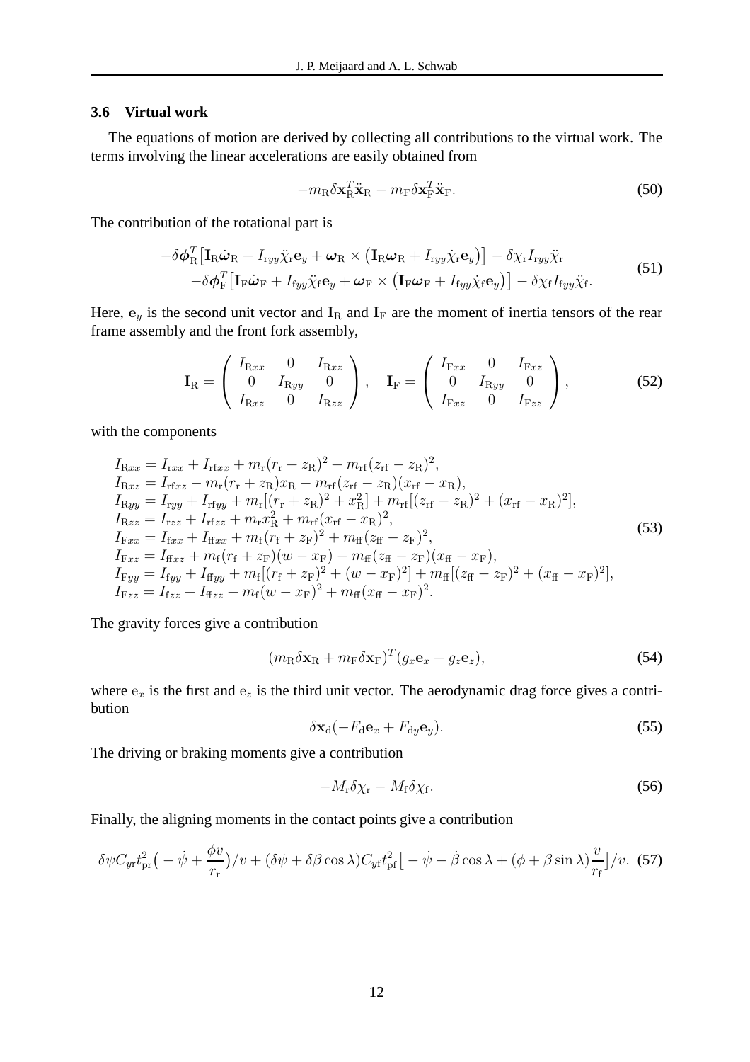### 3.6 Virtual work

The equations of motion are derived by collecting all contributions to the virtual work. The terms involving the linear accelerations are easily obtained from

$$-m_{\mathrm{R}}\delta\mathbf{x}_{\mathrm{R}}^T\ddot{\mathbf{x}}_{\mathrm{R}} - m_{\mathrm{F}}\delta\mathbf{x}_{\mathrm{F}}^T\ddot{\mathbf{x}}_{\mathrm{F}}. \tag{50}$$

The contribution of the rotational part is

$$\begin{aligned}
-\delta\boldsymbol{\phi}_{\mathrm{R}}^T\big[\mathbf{I}_{\mathrm{R}}\dot{\boldsymbol{\omega}}_{\mathrm{R}} + I_{\mathrm{r}yy}\ddot{\chi}_{\mathrm{r}}\mathbf{e}_y + \boldsymbol{\omega}_{\mathrm{R}} \times \big(\mathbf{I}_{\mathrm{R}}\boldsymbol{\omega}_{\mathrm{R}} + I_{\mathrm{r}yy}\dot{\chi}_{\mathrm{r}}\mathbf{e}_y\big)\big] - \delta\chi_{\mathrm{r}}I_{\mathrm{r}yy}\ddot{\chi}_{\mathrm{r}} \\
-\delta\boldsymbol{\phi}_{\mathrm{F}}^T\big[\mathbf{I}_{\mathrm{F}}\dot{\boldsymbol{\omega}}_{\mathrm{F}} + I_{\mathrm{f}yy}\ddot{\chi}_{\mathrm{f}}\mathbf{e}_y + \boldsymbol{\omega}_{\mathrm{F}} \times \big(\mathbf{I}_{\mathrm{F}}\boldsymbol{\omega}_{\mathrm{F}} + I_{\mathrm{f}yy}\dot{\chi}_{\mathrm{f}}\mathbf{e}_y\big)\big] - \delta\chi_{\mathrm{f}}I_{\mathrm{f}yy}\ddot{\chi}_{\mathrm{f}}.
\end{aligned} \tag{51}$$

Here, $\mathbf{e}_y$ is the second unit vector and $\mathbf{I}_{\mathrm{R}}$ and $\mathbf{I}_{\mathrm{F}}$ are the moment of inertia tensors of the rear frame assembly and the front fork assembly,

$$\mathbf{I}_{\mathrm{R}} = \begin{pmatrix} I_{\mathrm{R}xx} & 0 & I_{\mathrm{R}xz} \\ 0 & I_{\mathrm{R}yy} & 0 \\ I_{\mathrm{R}xz} & 0 & I_{\mathrm{R}zz} \end{pmatrix}, \quad \mathbf{I}_{\mathrm{F}} = \begin{pmatrix} I_{\mathrm{F}xx} & 0 & I_{\mathrm{F}xz} \\ 0 & I_{\mathrm{R}yy} & 0 \\ I_{\mathrm{F}xz} & 0 & I_{\mathrm{F}zz} \end{pmatrix}, \tag{52}$$

with the components

$$\begin{aligned}
&I_{\mathrm{R}xx} = I_{\mathrm{r}xx} + I_{\mathrm{rf}xx} + m_{\mathrm{r}}(r_{\mathrm{r}} + z_{\mathrm{R}})^2 + m_{\mathrm{rf}}(z_{\mathrm{rf}} - z_{\mathrm{R}})^2, \\
&I_{\mathrm{R}xz} = I_{\mathrm{rf}xz} - m_{\mathrm{r}}(r_{\mathrm{r}} + z_{\mathrm{R}})x_{\mathrm{R}} - m_{\mathrm{rf}}(z_{\mathrm{rf}} - z_{\mathrm{R}})(x_{\mathrm{rf}} - x_{\mathrm{R}}), \\
&I_{\mathrm{R}yy} = I_{\mathrm{r}yy} + I_{\mathrm{rf}yy} + m_{\mathrm{r}}[(r_{\mathrm{r}} + z_{\mathrm{R}})^2 + x_{\mathrm{R}}^2] + m_{\mathrm{rf}}[(z_{\mathrm{rf}} - z_{\mathrm{R}})^2 + (x_{\mathrm{rf}} - x_{\mathrm{R}})^2], \\
&I_{\mathrm{R}zz} = I_{\mathrm{r}zz} + I_{\mathrm{rf}zz} + m_{\mathrm{r}}x_{\mathrm{R}}^2 + m_{\mathrm{rf}}(x_{\mathrm{rf}} - x_{\mathrm{R}})^2, \\
&I_{\mathrm{F}xx} = I_{\mathrm{f}xx} + I_{\mathrm{ff}xx} + m_{\mathrm{f}}(r_{\mathrm{f}} + z_{\mathrm{F}})^2 + m_{\mathrm{ff}}(z_{\mathrm{ff}} - z_{\mathrm{F}})^2, \\
&I_{\mathrm{F}xz} = I_{\mathrm{ff}xz} + m_{\mathrm{f}}(r_{\mathrm{f}} + z_{\mathrm{F}})(w - x_{\mathrm{F}}) - m_{\mathrm{ff}}(z_{\mathrm{ff}} - z_{\mathrm{F}})(x_{\mathrm{ff}} - x_{\mathrm{F}}), \\
&I_{\mathrm{F}yy} = I_{\mathrm{f}yy} + I_{\mathrm{ff}yy} + m_{\mathrm{f}}[(r_{\mathrm{f}} + z_{\mathrm{F}})^2 + (w - x_{\mathrm{F}})^2] + m_{\mathrm{ff}}[(z_{\mathrm{ff}} - z_{\mathrm{F}})^2 + (x_{\mathrm{ff}} - x_{\mathrm{F}})^2], \\
&I_{\mathrm{F}zz} = I_{\mathrm{f}zz} + I_{\mathrm{ff}zz} + m_{\mathrm{f}}(w - x_{\mathrm{F}})^2 + m_{\mathrm{ff}}(x_{\mathrm{ff}} - x_{\mathrm{F}})^2.
\end{aligned} \tag{53}$$

The gravity forces give a contribution

$$(m_{\mathrm{R}}\delta\mathbf{x}_{\mathrm{R}} + m_{\mathrm{F}}\delta\mathbf{x}_{\mathrm{F}})^T(g_x\mathbf{e}_x + g_z\mathbf{e}_z), \tag{54}$$

where $\mathrm{e}_x$ is the first and $\mathrm{e}_z$ is the third unit vector. The aerodynamic drag force gives a contribution

$$\delta\mathbf{x}_{\mathrm{d}}(-F_{\mathrm{d}}\mathbf{e}_x + F_{\mathrm{d}y}\mathbf{e}_y). \tag{55}$$

The driving or braking moments give a contribution

$$-M_{\mathrm{r}}\delta\chi_{\mathrm{r}} - M_{\mathrm{f}}\delta\chi_{\mathrm{f}}. \tag{56}$$

Finally, the aligning moments in the contact points give a contribution

$$\delta\psi C_{y\mathrm{r}}t_{\mathrm{pr}}^2\big(-\dot{\psi} + \frac{\phi v}{r_{\mathrm{r}}}\big)/v + (\delta\psi + \delta\beta\cos\lambda)C_{y\mathrm{f}}t_{\mathrm{pf}}^2\big[-\dot{\psi} - \dot{\beta}\cos\lambda + (\phi + \beta\sin\lambda)\frac{v}{r_{\mathrm{f}}}\big]/v. \tag{57}$$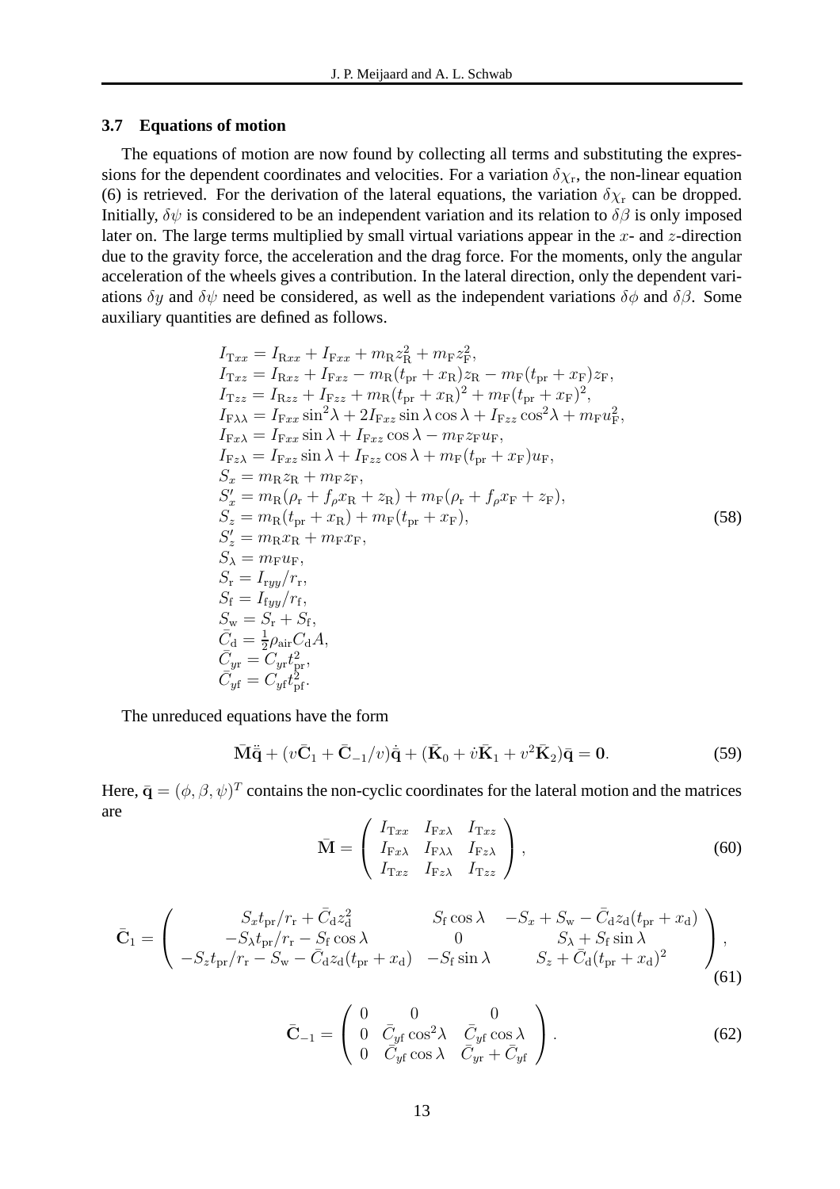### 3.7 Equations of motion

The equations of motion are now found by collecting all terms and substituting the expressions for the dependent coordinates and velocities. For a variation $\delta\chi_{\mathrm{r}}$, the non-linear equation (6) is retrieved. For the derivation of the lateral equations, the variation $\delta\chi_{\mathrm{r}}$ can be dropped. Initially, $\delta\psi$ is considered to be an independent variation and its relation to $\delta\beta$ is only imposed later on. The large terms multiplied by small virtual variations appear in the $x$- and $z$-direction due to the gravity force, the acceleration and the drag force. For the moments, only the angular acceleration of the wheels gives a contribution. In the lateral direction, only the dependent variations $\delta y$ and $\delta\psi$ need be considered, as well as the independent variations $\delta\phi$ and $\delta\beta$. Some auxiliary quantities are defined as follows.

$$
\begin{aligned}
I_{\mathrm{T}xx} &= I_{\mathrm{R}xx} + I_{\mathrm{F}xx} + m_{\mathrm{R}} z_{\mathrm{R}}^2 + m_{\mathrm{F}} z_{\mathrm{F}}^2, \\
I_{\mathrm{T}xz} &= I_{\mathrm{R}xz} + I_{\mathrm{F}xz} - m_{\mathrm{R}}(t_{\mathrm{pr}} + x_{\mathrm{R}}) z_{\mathrm{R}} - m_{\mathrm{F}}(t_{\mathrm{pr}} + x_{\mathrm{F}}) z_{\mathrm{F}}, \\
I_{\mathrm{T}zz} &= I_{\mathrm{R}zz} + I_{\mathrm{F}zz} + m_{\mathrm{R}}(t_{\mathrm{pr}} + x_{\mathrm{R}})^2 + m_{\mathrm{F}}(t_{\mathrm{pr}} + x_{\mathrm{F}})^2, \\
I_{\mathrm{F}\lambda\lambda} &= I_{\mathrm{F}xx}\sin^2\lambda + 2 I_{\mathrm{F}xz}\sin\lambda\cos\lambda + I_{\mathrm{F}zz}\cos^2\lambda + m_{\mathrm{F}} u_{\mathrm{F}}^2, \\
I_{\mathrm{F}x\lambda} &= I_{\mathrm{F}xx}\sin\lambda + I_{\mathrm{F}xz}\cos\lambda - m_{\mathrm{F}} z_{\mathrm{F}} u_{\mathrm{F}}, \\
I_{\mathrm{F}z\lambda} &= I_{\mathrm{F}xz}\sin\lambda + I_{\mathrm{F}zz}\cos\lambda + m_{\mathrm{F}}(t_{\mathrm{pr}} + x_{\mathrm{F}}) u_{\mathrm{F}}, \\
S_x &= m_{\mathrm{R}} z_{\mathrm{R}} + m_{\mathrm{F}} z_{\mathrm{F}}, \\
S_x' &= m_{\mathrm{R}}(\rho_{\mathrm{r}} + f_\rho x_{\mathrm{R}} + z_{\mathrm{R}}) + m_{\mathrm{F}}(\rho_{\mathrm{r}} + f_\rho x_{\mathrm{F}} + z_{\mathrm{F}}), \\
S_z &= m_{\mathrm{R}}(t_{\mathrm{pr}} + x_{\mathrm{R}}) + m_{\mathrm{F}}(t_{\mathrm{pr}} + x_{\mathrm{F}}), \\
S_z' &= m_{\mathrm{R}} x_{\mathrm{R}} + m_{\mathrm{F}} x_{\mathrm{F}}, \\
S_\lambda &= m_{\mathrm{F}} u_{\mathrm{F}}, \\
S_{\mathrm{r}} &= I_{\mathrm{r}yy}/r_{\mathrm{r}}, \\
S_{\mathrm{f}} &= I_{\mathrm{f}yy}/r_{\mathrm{f}}, \\
S_{\mathrm{w}} &= S_{\mathrm{r}} + S_{\mathrm{f}}, \\
\bar{C}_{\mathrm{d}} &= \tfrac{1}{2}\rho_{\mathrm{air}} C_{\mathrm{d}} A, \\
\bar{C}_{y\mathrm{r}} &= C_{y\mathrm{r}} t_{\mathrm{pr}}^2, \\
\bar{C}_{y\mathrm{f}} &= C_{y\mathrm{f}} t_{\mathrm{pf}}^2.
\end{aligned}
\tag{58}
$$

The unreduced equations have the form

$$
\bar{\mathbf{M}}\ddot{\bar{\mathbf{q}}} + (v\bar{\mathbf{C}}_1 + \bar{\mathbf{C}}_{-1}/v)\dot{\bar{\mathbf{q}}} + (\bar{\mathbf{K}}_0 + \dot{v}\bar{\mathbf{K}}_1 + v^2\bar{\mathbf{K}}_2)\bar{\mathbf{q}} = \mathbf{0}. \tag{59}
$$

Here, $\bar{\mathbf{q}} = (\phi, \beta, \psi)^T$ contains the non-cyclic coordinates for the lateral motion and the matrices are

$$
\bar{\mathbf{M}} = \begin{pmatrix} I_{\mathrm{T}xx} & I_{\mathrm{F}x\lambda} & I_{\mathrm{T}xz} \\ I_{\mathrm{F}x\lambda} & I_{\mathrm{F}\lambda\lambda} & I_{\mathrm{F}z\lambda} \\ I_{\mathrm{T}xz} & I_{\mathrm{F}z\lambda} & I_{\mathrm{T}zz} \end{pmatrix}, \tag{60}
$$

$$
\bar{\mathbf{C}}_1 = \begin{pmatrix} S_x t_{\mathrm{pr}}/r_{\mathrm{r}} + \bar{C}_{\mathrm{d}} z_{\mathrm{d}}^2 & S_{\mathrm{f}}\cos\lambda & -S_x + S_{\mathrm{w}} - \bar{C}_{\mathrm{d}} z_{\mathrm{d}}(t_{\mathrm{pr}} + x_{\mathrm{d}}) \\ -S_\lambda t_{\mathrm{pr}}/r_{\mathrm{r}} - S_{\mathrm{f}}\cos\lambda & 0 & S_\lambda + S_{\mathrm{f}}\sin\lambda \\ -S_z t_{\mathrm{pr}}/r_{\mathrm{r}} - S_{\mathrm{w}} - \bar{C}_{\mathrm{d}} z_{\mathrm{d}}(t_{\mathrm{pr}} + x_{\mathrm{d}}) & -S_{\mathrm{f}}\sin\lambda & S_z + \bar{C}_{\mathrm{d}}(t_{\mathrm{pr}} + x_{\mathrm{d}})^2 \end{pmatrix}, \tag{61}
$$

$$
\bar{\mathbf{C}}_{-1} = \begin{pmatrix} 0 & 0 & 0 \\ 0 & \bar{C}_{y\mathrm{f}}\cos^2\lambda & \bar{C}_{y\mathrm{f}}\cos\lambda \\ 0 & \bar{C}_{y\mathrm{f}}\cos\lambda & \bar{C}_{y\mathrm{r}} + \bar{C}_{y\mathrm{f}} \end{pmatrix}. \tag{62}
$$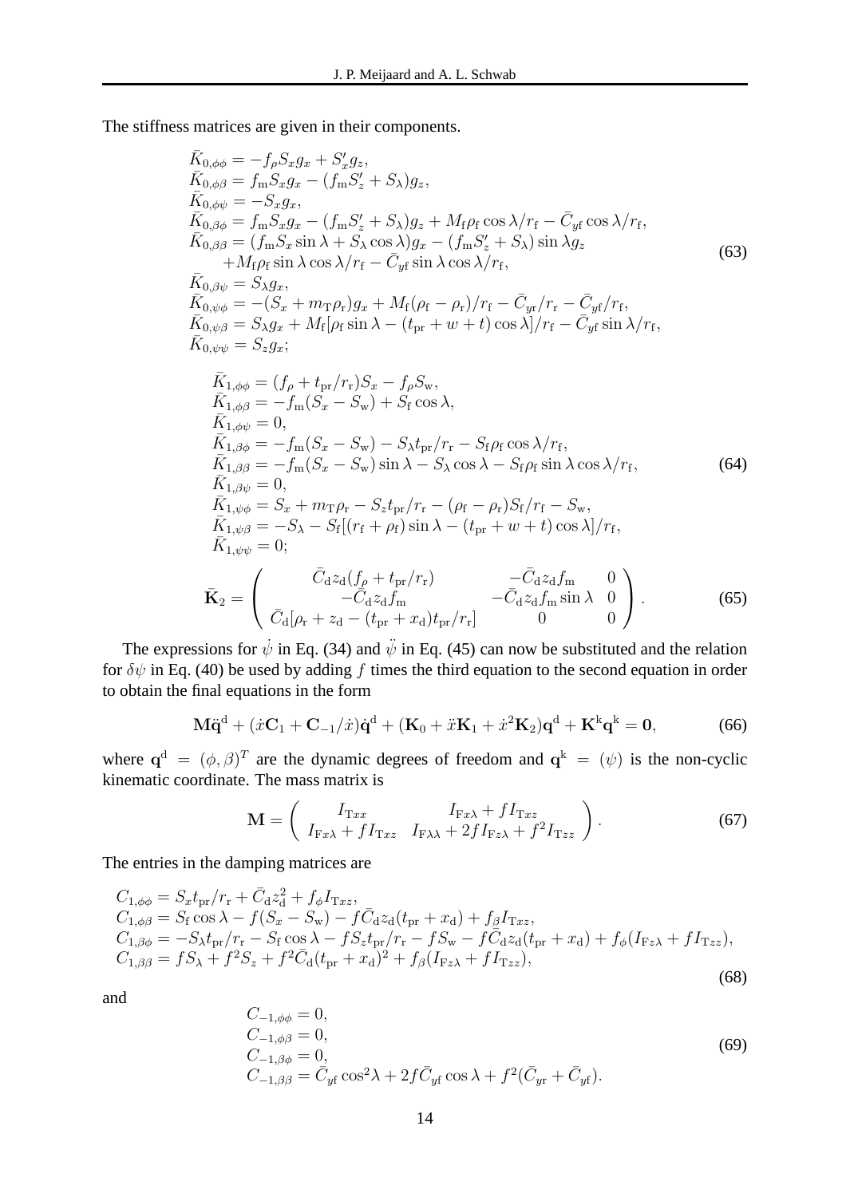The stiffness matrices are given in their components.

$$
\begin{aligned}
&\bar{K}_{0,\phi\phi} = -f_\rho S_x g_x + S'_x g_z,\\
&\bar{K}_{0,\phi\beta} = f_\mathrm{m} S_x g_x - (f_\mathrm{m} S'_z + S_\lambda) g_z,\\
&\bar{K}_{0,\phi\psi} = -S_x g_x,\\
&\bar{K}_{0,\beta\phi} = f_\mathrm{m} S_x g_x - (f_\mathrm{m} S'_z + S_\lambda) g_z + M_\mathrm{f} \rho_\mathrm{f} \cos\lambda / r_\mathrm{f} - \bar{C}_{y\mathrm{f}} \cos\lambda / r_\mathrm{f},\\
&\bar{K}_{0,\beta\beta} = (f_\mathrm{m} S_x \sin\lambda + S_\lambda \cos\lambda) g_x - (f_\mathrm{m} S'_z + S_\lambda) \sin\lambda g_z\\
&\qquad + M_\mathrm{f} \rho_\mathrm{f} \sin\lambda \cos\lambda / r_\mathrm{f} - \bar{C}_{y\mathrm{f}} \sin\lambda \cos\lambda / r_\mathrm{f},\\
&\bar{K}_{0,\beta\psi} = S_\lambda g_x,\\
&\bar{K}_{0,\psi\phi} = -(S_x + m_\mathrm{T} \rho_\mathrm{r}) g_x + M_\mathrm{f} (\rho_\mathrm{f} - \rho_\mathrm{r}) / r_\mathrm{f} - \bar{C}_{y\mathrm{r}} / r_\mathrm{r} - \bar{C}_{y\mathrm{f}} / r_\mathrm{f},\\
&\bar{K}_{0,\psi\beta} = S_\lambda g_x + M_\mathrm{f} [\rho_\mathrm{f} \sin\lambda - (t_\mathrm{pr} + w + t) \cos\lambda] / r_\mathrm{f} - \bar{C}_{y\mathrm{f}} \sin\lambda / r_\mathrm{f},\\
&\bar{K}_{0,\psi\psi} = S_z g_x;
\end{aligned}
\tag{63}
$$

$$
\begin{aligned}
&\bar{K}_{1,\phi\phi} = (f_\rho + t_\mathrm{pr}/r_\mathrm{r}) S_x - f_\rho S_\mathrm{w},\\
&\bar{K}_{1,\phi\beta} = -f_\mathrm{m} (S_x - S_\mathrm{w}) + S_\mathrm{f} \cos\lambda,\\
&\bar{K}_{1,\phi\psi} = 0,\\
&\bar{K}_{1,\beta\phi} = -f_\mathrm{m} (S_x - S_\mathrm{w}) - S_\lambda t_\mathrm{pr} / r_\mathrm{r} - S_\mathrm{f} \rho_\mathrm{f} \cos\lambda / r_\mathrm{f},\\
&\bar{K}_{1,\beta\beta} = -f_\mathrm{m} (S_x - S_\mathrm{w}) \sin\lambda - S_\lambda \cos\lambda - S_\mathrm{f} \rho_\mathrm{f} \sin\lambda \cos\lambda / r_\mathrm{f},\\
&\bar{K}_{1,\beta\psi} = 0,\\
&\bar{K}_{1,\psi\phi} = S_x + m_\mathrm{T} \rho_\mathrm{r} - S_z t_\mathrm{pr} / r_\mathrm{r} - (\rho_\mathrm{f} - \rho_\mathrm{r}) S_\mathrm{f} / r_\mathrm{f} - S_\mathrm{w},\\
&\bar{K}_{1,\psi\beta} = -S_\lambda - S_\mathrm{f} [(r_\mathrm{f} + \rho_\mathrm{f}) \sin\lambda - (t_\mathrm{pr} + w + t) \cos\lambda] / r_\mathrm{f},\\
&\bar{K}_{1,\psi\psi} = 0;
\end{aligned}
\tag{64}
$$

$$
\bar{\mathbf{K}}_2 = \begin{pmatrix} \bar{C}_\mathrm{d} z_\mathrm{d} (f_\rho + t_\mathrm{pr}/r_\mathrm{r}) & -\bar{C}_\mathrm{d} z_\mathrm{d} f_\mathrm{m} & 0 \\ -\bar{C}_\mathrm{d} z_\mathrm{d} f_\mathrm{m} & -\bar{C}_\mathrm{d} z_\mathrm{d} f_\mathrm{m} \sin\lambda & 0 \\ \bar{C}_\mathrm{d} [\rho_\mathrm{r} + z_\mathrm{d} - (t_\mathrm{pr} + x_\mathrm{d}) t_\mathrm{pr} / r_\mathrm{r}] & 0 & 0 \end{pmatrix}. \tag{65}
$$

The expressions for $\dot{\psi}$ in Eq. (34) and $\ddot{\psi}$ in Eq. (45) can now be substituted and the relation for $\delta\psi$ in Eq. (40) be used by adding $f$ times the third equation to the second equation in order to obtain the final equations in the form

$$
\mathbf{M}\ddot{\mathbf{q}}^\mathrm{d} + (\dot{x}\mathbf{C}_1 + \mathbf{C}_{-1}/\dot{x})\dot{\mathbf{q}}^\mathrm{d} + (\mathbf{K}_0 + \ddot{x}\mathbf{K}_1 + \dot{x}^2\mathbf{K}_2)\mathbf{q}^\mathrm{d} + \mathbf{K}^\mathrm{k}\mathbf{q}^\mathrm{k} = \mathbf{0}, \tag{66}
$$

where $\mathbf{q}^\mathrm{d} = (\phi, \beta)^T$ are the dynamic degrees of freedom and $\mathbf{q}^\mathrm{k} = (\psi)$ is the non-cyclic kinematic coordinate. The mass matrix is

$$
\mathbf{M} = \begin{pmatrix} I_{\mathrm{T}xx} & I_{\mathrm{F}x\lambda} + f I_{\mathrm{T}xz} \\ I_{\mathrm{F}x\lambda} + f I_{\mathrm{T}xz} & I_{\mathrm{F}\lambda\lambda} + 2f I_{\mathrm{F}z\lambda} + f^2 I_{\mathrm{T}zz} \end{pmatrix}. \tag{67}
$$

The entries in the damping matrices are

$$
\begin{aligned}
&C_{1,\phi\phi} = S_x t_\mathrm{pr}/r_\mathrm{r} + \bar{C}_\mathrm{d} z_\mathrm{d}^2 + f_\phi I_{\mathrm{T}xz},\\
&C_{1,\phi\beta} = S_\mathrm{f} \cos\lambda - f(S_x - S_\mathrm{w}) - f\bar{C}_\mathrm{d} z_\mathrm{d} (t_\mathrm{pr} + x_\mathrm{d}) + f_\beta I_{\mathrm{T}xz},\\
&C_{1,\beta\phi} = -S_\lambda t_\mathrm{pr}/r_\mathrm{r} - S_\mathrm{f} \cos\lambda - f S_z t_\mathrm{pr}/r_\mathrm{r} - f S_\mathrm{w} - f\bar{C}_\mathrm{d} z_\mathrm{d} (t_\mathrm{pr} + x_\mathrm{d}) + f_\phi (I_{\mathrm{F}z\lambda} + f I_{\mathrm{T}zz}),\\
&C_{1,\beta\beta} = f S_\lambda + f^2 S_z + f^2 \bar{C}_\mathrm{d} (t_\mathrm{pr} + x_\mathrm{d})^2 + f_\beta (I_{\mathrm{F}z\lambda} + f I_{\mathrm{T}zz}),
\end{aligned}
\tag{68}
$$

and

$$
\begin{aligned}
&C_{-1,\phi\phi} = 0,\\
&C_{-1,\phi\beta} = 0,\\
&C_{-1,\beta\phi} = 0,\\
&C_{-1,\beta\beta} = \bar{C}_{y\mathrm{f}} \cos^2\lambda + 2f\bar{C}_{y\mathrm{f}} \cos\lambda + f^2 (\bar{C}_{y\mathrm{r}} + \bar{C}_{y\mathrm{f}}).
\end{aligned}
\tag{69}
$$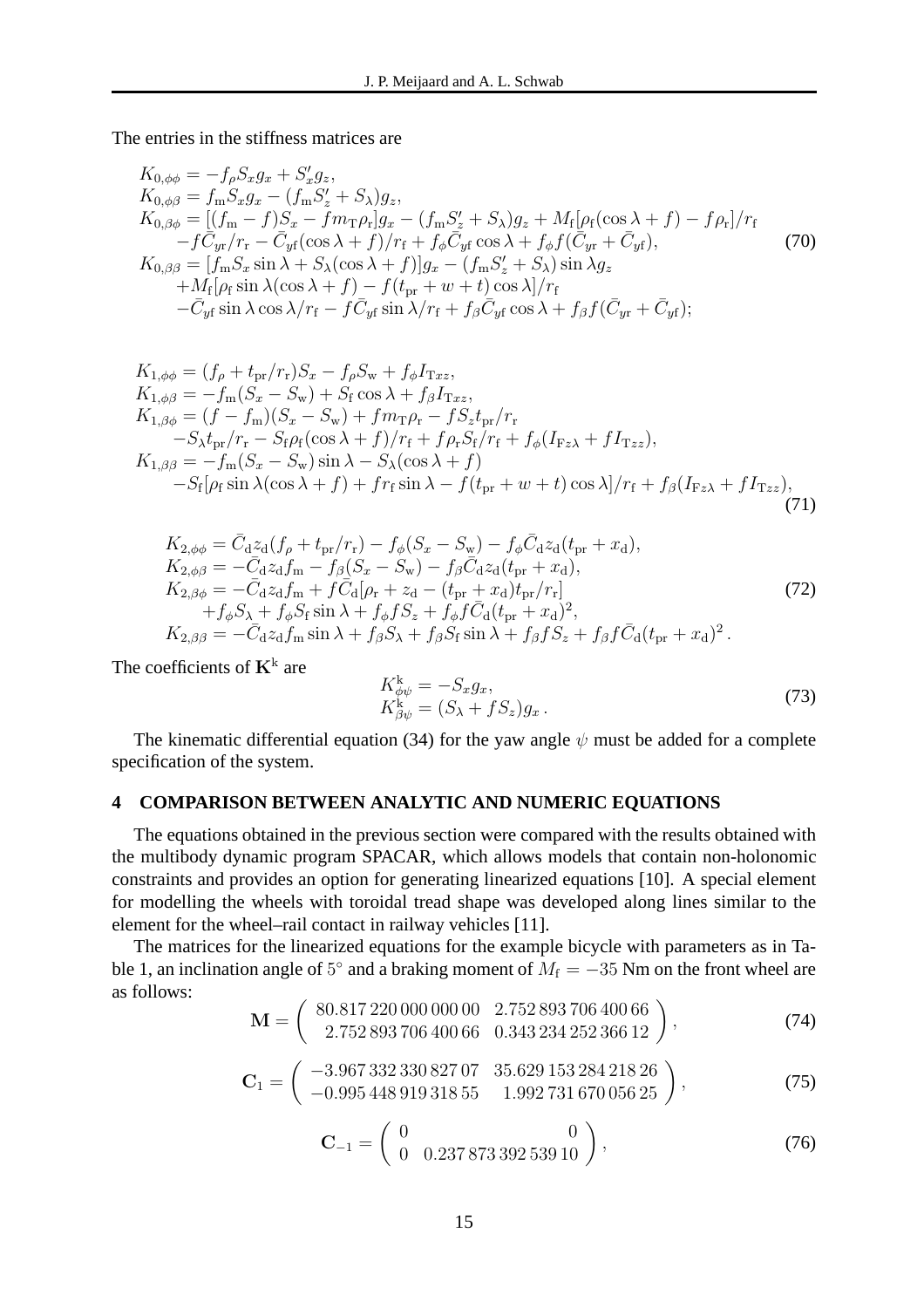The entries in the stiffness matrices are

$$
\begin{aligned}
K_{0,\phi\phi} &= -f_\rho S_x g_x + S'_x g_z, \\
K_{0,\phi\beta} &= f_\mathrm{m} S_x g_x - (f_\mathrm{m} S'_z + S_\lambda) g_z, \\
K_{0,\beta\phi} &= [(f_\mathrm{m} - f)S_x - f m_\mathrm{T} \rho_\mathrm{r}] g_x - (f_\mathrm{m} S'_z + S_\lambda) g_z + M_\mathrm{f}[\rho_\mathrm{f}(\cos\lambda + f) - f\rho_\mathrm{r}]/r_\mathrm{f} \\
&\quad - f\bar{C}_\mathrm{yr}/r_\mathrm{r} - \bar{C}_\mathrm{yf}(\cos\lambda + f)/r_\mathrm{f} + f_\phi \bar{C}_\mathrm{yf}\cos\lambda + f_\phi f(\bar{C}_\mathrm{yr} + \bar{C}_\mathrm{yf}), \\
K_{0,\beta\beta} &= [f_\mathrm{m} S_x \sin\lambda + S_\lambda(\cos\lambda + f)] g_x - (f_\mathrm{m} S'_z + S_\lambda)\sin\lambda g_z \\
&\quad + M_\mathrm{f}[\rho_\mathrm{f}\sin\lambda(\cos\lambda + f) - f(t_\mathrm{pr} + w + t)\cos\lambda]/r_\mathrm{f} \\
&\quad - \bar{C}_\mathrm{yf}\sin\lambda\cos\lambda/r_\mathrm{f} - f\bar{C}_\mathrm{yf}\sin\lambda/r_\mathrm{f} + f_\beta \bar{C}_\mathrm{yf}\cos\lambda + f_\beta f(\bar{C}_\mathrm{yr} + \bar{C}_\mathrm{yf});
\end{aligned}
\tag{70}
$$

$$
\begin{aligned}
K_{1,\phi\phi} &= (f_\rho + t_\mathrm{pr}/r_\mathrm{r})S_x - f_\rho S_\mathrm{w} + f_\phi I_{\mathrm{T}xz}, \\
K_{1,\phi\beta} &= -f_\mathrm{m}(S_x - S_\mathrm{w}) + S_\mathrm{f}\cos\lambda + f_\beta I_{\mathrm{T}xz}, \\
K_{1,\beta\phi} &= (f - f_\mathrm{m})(S_x - S_\mathrm{w}) + f m_\mathrm{T}\rho_\mathrm{r} - f S_z t_\mathrm{pr}/r_\mathrm{r} \\
&\quad - S_\lambda t_\mathrm{pr}/r_\mathrm{r} - S_\mathrm{f}\rho_\mathrm{f}(\cos\lambda + f)/r_\mathrm{f} + f\rho_\mathrm{r} S_\mathrm{f}/r_\mathrm{f} + f_\phi(I_{\mathrm{F}z\lambda} + f I_{\mathrm{T}zz}), \\
K_{1,\beta\beta} &= -f_\mathrm{m}(S_x - S_\mathrm{w})\sin\lambda - S_\lambda(\cos\lambda + f) \\
&\quad - S_\mathrm{f}[\rho_\mathrm{f}\sin\lambda(\cos\lambda + f) + f r_\mathrm{f}\sin\lambda - f(t_\mathrm{pr} + w + t)\cos\lambda]/r_\mathrm{f} + f_\beta(I_{\mathrm{F}z\lambda} + f I_{\mathrm{T}zz}),
\end{aligned}
\tag{71}
$$

$$
\begin{aligned}
K_{2,\phi\phi} &= \bar{C}_\mathrm{d} z_\mathrm{d}(f_\rho + t_\mathrm{pr}/r_\mathrm{r}) - f_\phi(S_x - S_\mathrm{w}) - f_\phi \bar{C}_\mathrm{d} z_\mathrm{d}(t_\mathrm{pr} + x_\mathrm{d}), \\
K_{2,\phi\beta} &= -\bar{C}_\mathrm{d} z_\mathrm{d} f_\mathrm{m} - f_\beta(S_x - S_\mathrm{w}) - f_\beta \bar{C}_\mathrm{d} z_\mathrm{d}(t_\mathrm{pr} + x_\mathrm{d}), \\
K_{2,\beta\phi} &= -\bar{C}_\mathrm{d} z_\mathrm{d} f_\mathrm{m} + f\bar{C}_\mathrm{d}[\rho_\mathrm{r} + z_\mathrm{d} - (t_\mathrm{pr} + x_\mathrm{d})t_\mathrm{pr}/r_\mathrm{r}] \\
&\quad + f_\phi S_\lambda + f_\phi S_\mathrm{f}\sin\lambda + f_\phi f S_z + f_\phi f \bar{C}_\mathrm{d}(t_\mathrm{pr} + x_\mathrm{d})^2, \\
K_{2,\beta\beta} &= -\bar{C}_\mathrm{d} z_\mathrm{d} f_\mathrm{m}\sin\lambda + f_\beta S_\lambda + f_\beta S_\mathrm{f}\sin\lambda + f_\beta f S_z + f_\beta f \bar{C}_\mathrm{d}(t_\mathrm{pr} + x_\mathrm{d})^2 .
\end{aligned}
\tag{72}
$$

The coefficients of $\mathbf{K}^\mathrm{k}$ are

$$
\begin{aligned}
K^\mathrm{k}_{\phi\psi} &= -S_x g_x, \\
K^\mathrm{k}_{\beta\psi} &= (S_\lambda + f S_z) g_x .
\end{aligned}
\tag{73}
$$

The kinematic differential equation (34) for the yaw angle $\psi$ must be added for a complete specification of the system.

## 4 COMPARISON BETWEEN ANALYTIC AND NUMERIC EQUATIONS

The equations obtained in the previous section were compared with the results obtained with the multibody dynamic program SPACAR, which allows models that contain non-holonomic constraints and provides an option for generating linearized equations [10]. A special element for modelling the wheels with toroidal tread shape was developed along lines similar to the element for the wheel–rail contact in railway vehicles [11].

The matrices for the linearized equations for the example bicycle with parameters as in Table 1, an inclination angle of $5^\circ$ and a braking moment of $M_\mathrm{f} = -35$ Nm on the front wheel are as follows:

$$
\mathbf{M} = \begin{pmatrix} 80.817\,220\,000\,000\,00 & 2.752\,893\,706\,400\,66 \\ 2.752\,893\,706\,400\,66 & 0.343\,234\,252\,366\,12 \end{pmatrix},
\tag{74}
$$

$$
\mathbf{C}_1 = \begin{pmatrix} -3.967\,332\,330\,827\,07 & 35.629\,153\,284\,218\,26 \\ -0.995\,448\,919\,318\,55 & 1.992\,731\,670\,056\,25 \end{pmatrix},
\tag{75}
$$

$$
\mathbf{C}_{-1} = \begin{pmatrix} 0 & 0 \\ 0 & 0.237\,873\,392\,539\,10 \end{pmatrix},
\tag{76}
$$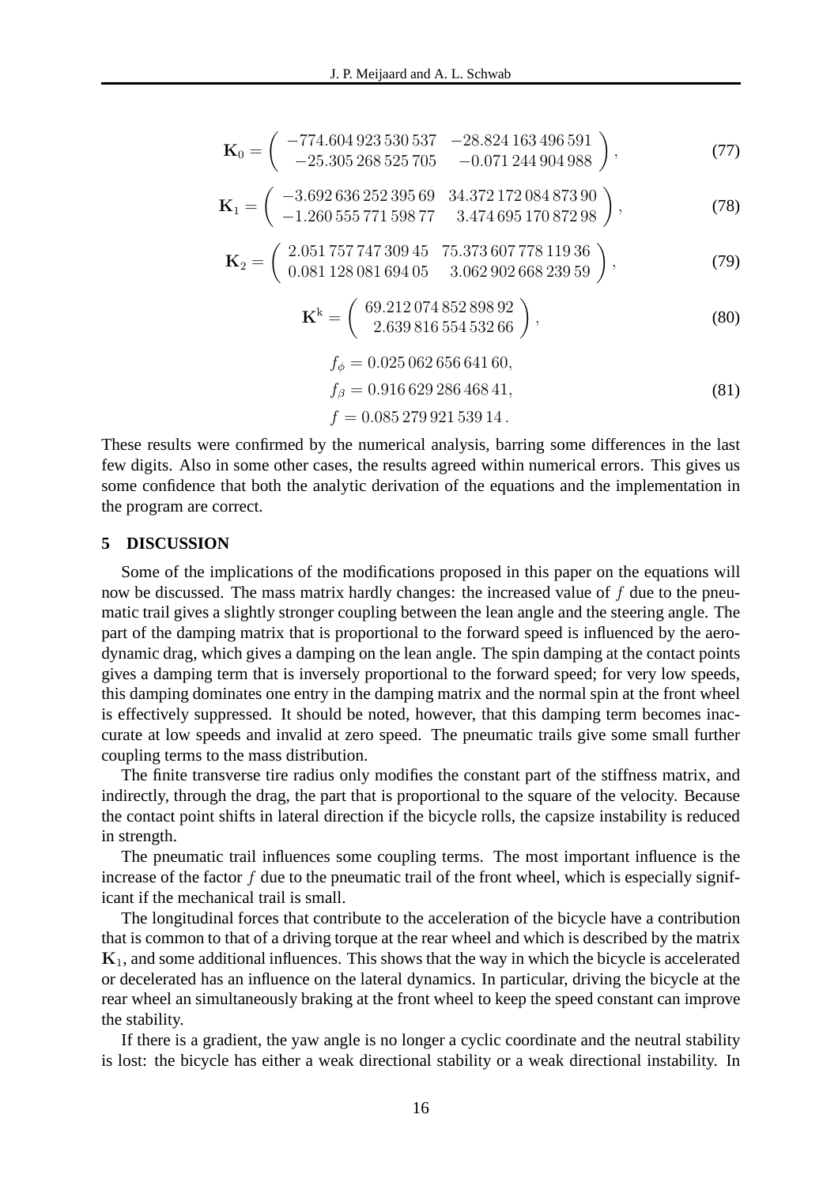$$\mathbf{K}_0 = \begin{pmatrix} -774.604\,923\,530\,537 & -28.824\,163\,496\,591 \\ -25.305\,268\,525\,705 & -0.071\,244\,904\,988 \end{pmatrix}, \tag{77}$$

$$\mathbf{K}_1 = \begin{pmatrix} -3.692\,636\,252\,395\,69 & 34.372\,172\,084\,873\,90 \\ -1.260\,555\,771\,598\,77 & 3.474\,695\,170\,872\,98 \end{pmatrix}, \tag{78}$$

$$\mathbf{K}_2 = \begin{pmatrix} 2.051\,757\,747\,309\,45 & 75.373\,607\,778\,119\,36 \\ 0.081\,128\,081\,694\,05 & 3.062\,902\,668\,239\,59 \end{pmatrix}, \tag{79}$$

$$\mathbf{K}^{\mathrm{k}} = \begin{pmatrix} 69.212\,074\,852\,898\,92 \\ 2.639\,816\,554\,532\,66 \end{pmatrix}, \tag{80}$$

$$\begin{aligned} f_\phi &= 0.025\,062\,656\,641\,60, \\ f_\beta &= 0.916\,629\,286\,468\,41, \\ f &= 0.085\,279\,921\,539\,14\,. \end{aligned} \tag{81}$$

These results were confirmed by the numerical analysis, barring some differences in the last few digits. Also in some other cases, the results agreed within numerical errors. This gives us some confidence that both the analytic derivation of the equations and the implementation in the program are correct.

## 5 DISCUSSION

Some of the implications of the modifications proposed in this paper on the equations will now be discussed. The mass matrix hardly changes: the increased value of $f$ due to the pneumatic trail gives a slightly stronger coupling between the lean angle and the steering angle. The part of the damping matrix that is proportional to the forward speed is influenced by the aerodynamic drag, which gives a damping on the lean angle. The spin damping at the contact points gives a damping term that is inversely proportional to the forward speed; for very low speeds, this damping dominates one entry in the damping matrix and the normal spin at the front wheel is effectively suppressed. It should be noted, however, that this damping term becomes inaccurate at low speeds and invalid at zero speed. The pneumatic trails give some small further coupling terms to the mass distribution.

The finite transverse tire radius only modifies the constant part of the stiffness matrix, and indirectly, through the drag, the part that is proportional to the square of the velocity. Because the contact point shifts in lateral direction if the bicycle rolls, the capsize instability is reduced in strength.

The pneumatic trail influences some coupling terms. The most important influence is the increase of the factor $f$ due to the pneumatic trail of the front wheel, which is especially significant if the mechanical trail is small.

The longitudinal forces that contribute to the acceleration of the bicycle have a contribution that is common to that of a driving torque at the rear wheel and which is described by the matrix $\mathbf{K}_1$, and some additional influences. This shows that the way in which the bicycle is accelerated or decelerated has an influence on the lateral dynamics. In particular, driving the bicycle at the rear wheel an simultaneously braking at the front wheel to keep the speed constant can improve the stability.

If there is a gradient, the yaw angle is no longer a cyclic coordinate and the neutral stability is lost: the bicycle has either a weak directional stability or a weak directional instability. In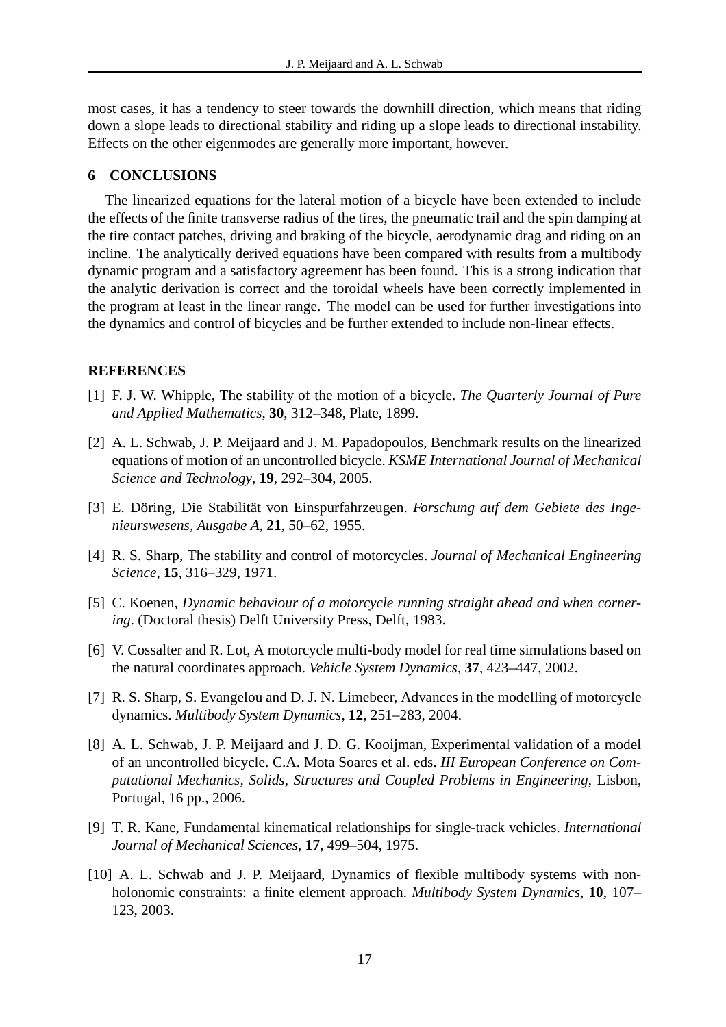most cases, it has a tendency to steer towards the downhill direction, which means that riding down a slope leads to directional stability and riding up a slope leads to directional instability. Effects on the other eigenmodes are generally more important, however.

## 6 CONCLUSIONS

The linearized equations for the lateral motion of a bicycle have been extended to include the effects of the finite transverse radius of the tires, the pneumatic trail and the spin damping at the tire contact patches, driving and braking of the bicycle, aerodynamic drag and riding on an incline. The analytically derived equations have been compared with results from a multibody dynamic program and a satisfactory agreement has been found. This is a strong indication that the analytic derivation is correct and the toroidal wheels have been correctly implemented in the program at least in the linear range. The model can be used for further investigations into the dynamics and control of bicycles and be further extended to include non-linear effects.

## REFERENCES

[1] F. J. W. Whipple, The stability of the motion of a bicycle. *The Quarterly Journal of Pure and Applied Mathematics*, **30**, 312–348, Plate, 1899.

[2] A. L. Schwab, J. P. Meijaard and J. M. Papadopoulos, Benchmark results on the linearized equations of motion of an uncontrolled bicycle. *KSME International Journal of Mechanical Science and Technology*, **19**, 292–304, 2005.

[3] E. Döring, Die Stabilität von Einspurfahrzeugen. *Forschung auf dem Gebiete des Ingenieurswesens, Ausgabe A*, **21**, 50–62, 1955.

[4] R. S. Sharp, The stability and control of motorcycles. *Journal of Mechanical Engineering Science*, **15**, 316–329, 1971.

[5] C. Koenen, *Dynamic behaviour of a motorcycle running straight ahead and when cornering*. (Doctoral thesis) Delft University Press, Delft, 1983.

[6] V. Cossalter and R. Lot, A motorcycle multi-body model for real time simulations based on the natural coordinates approach. *Vehicle System Dynamics*, **37**, 423–447, 2002.

[7] R. S. Sharp, S. Evangelou and D. J. N. Limebeer, Advances in the modelling of motorcycle dynamics. *Multibody System Dynamics*, **12**, 251–283, 2004.

[8] A. L. Schwab, J. P. Meijaard and J. D. G. Kooijman, Experimental validation of a model of an uncontrolled bicycle. C.A. Mota Soares et al. eds. *III European Conference on Computational Mechanics, Solids, Structures and Coupled Problems in Engineering*, Lisbon, Portugal, 16 pp., 2006.

[9] T. R. Kane, Fundamental kinematical relationships for single-track vehicles. *International Journal of Mechanical Sciences*, **17**, 499–504, 1975.

[10] A. L. Schwab and J. P. Meijaard, Dynamics of flexible multibody systems with nonholonomic constraints: a finite element approach. *Multibody System Dynamics*, **10**, 107–123, 2003.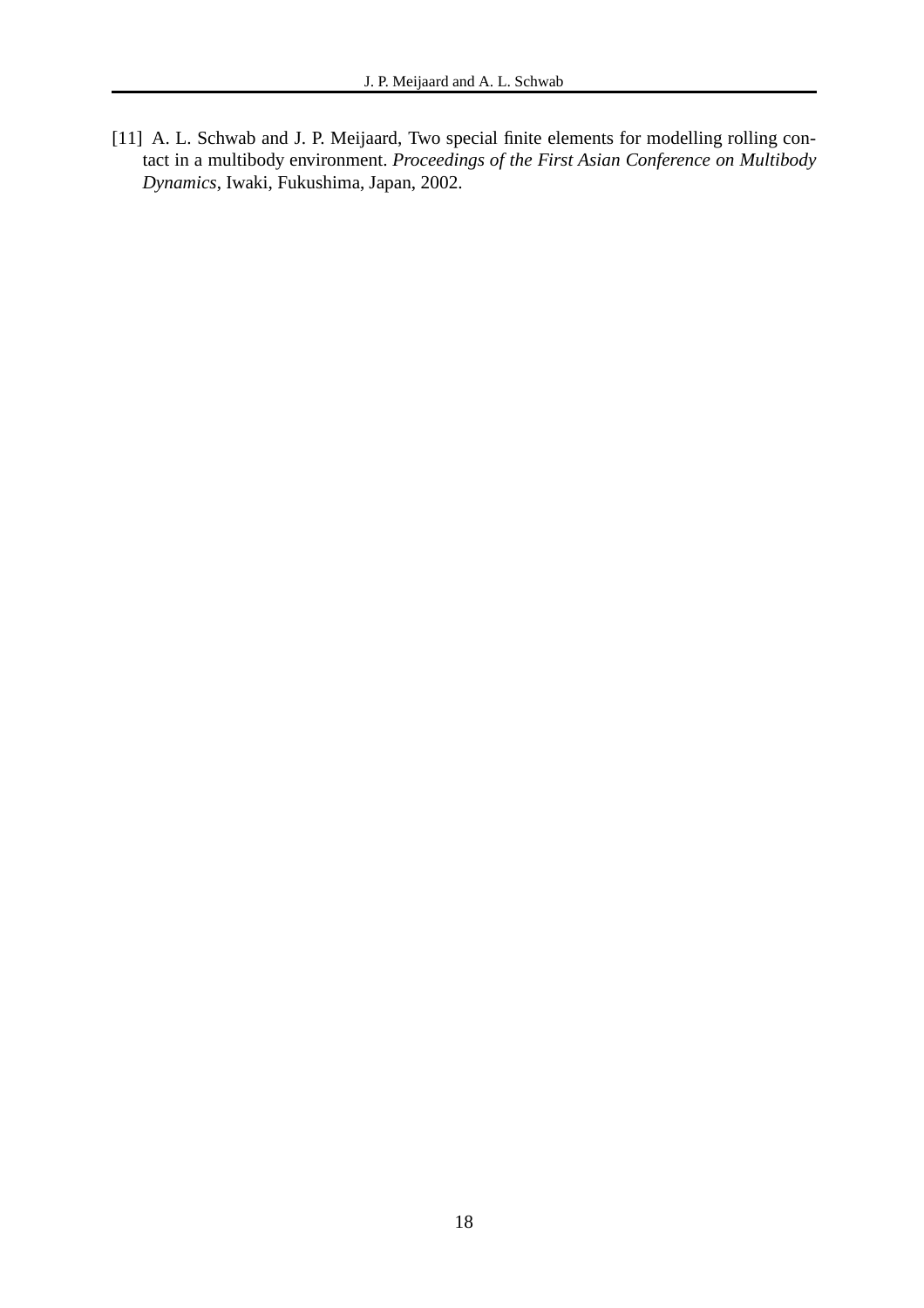[11] A. L. Schwab and J. P. Meijaard, Two special finite elements for modelling rolling contact in a multibody environment. *Proceedings of the First Asian Conference on Multibody Dynamics*, Iwaki, Fukushima, Japan, 2002.